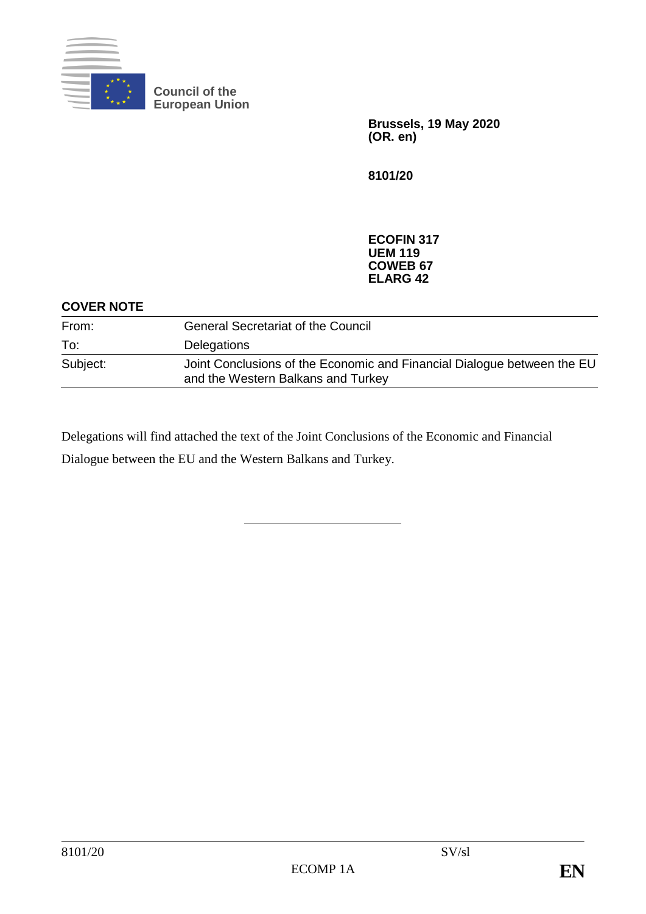**Council of the European Union**

**Brussels, 19 May 2020**
**(OR. en)**

**8101/20**

**ECOFIN 317**
**UEM 119**
**COWEB 67**
**ELARG 42**

**COVER NOTE**

| | |
|---|---|
| From: | General Secretariat of the Council |
| To: | Delegations |
| Subject: | Joint Conclusions of the Economic and Financial Dialogue between the EU and the Western Balkans and Turkey |

Delegations will find attached the text of the Joint Conclusions of the Economic and Financial Dialogue between the EU and the Western Balkans and Turkey.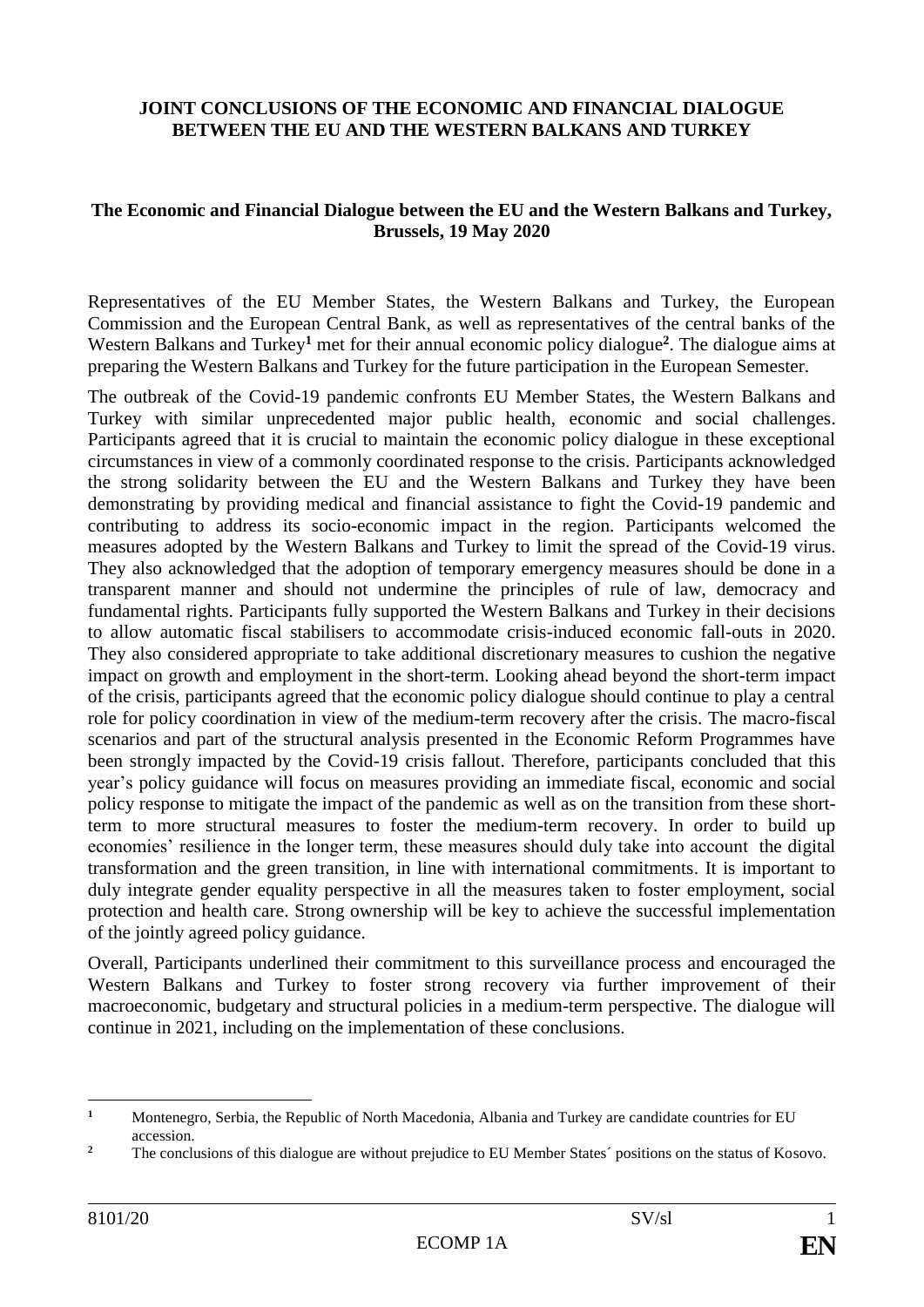**JOINT CONCLUSIONS OF THE ECONOMIC AND FINANCIAL DIALOGUE BETWEEN THE EU AND THE WESTERN BALKANS AND TURKEY**

**The Economic and Financial Dialogue between the EU and the Western Balkans and Turkey, Brussels, 19 May 2020**

Representatives of the EU Member States, the Western Balkans and Turkey, the European Commission and the European Central Bank, as well as representatives of the central banks of the Western Balkans and Turkey[1] met for their annual economic policy dialogue[2]. The dialogue aims at preparing the Western Balkans and Turkey for the future participation in the European Semester.

The outbreak of the Covid-19 pandemic confronts EU Member States, the Western Balkans and Turkey with similar unprecedented major public health, economic and social challenges. Participants agreed that it is crucial to maintain the economic policy dialogue in these exceptional circumstances in view of a commonly coordinated response to the crisis. Participants acknowledged the strong solidarity between the EU and the Western Balkans and Turkey they have been demonstrating by providing medical and financial assistance to fight the Covid-19 pandemic and contributing to address its socio-economic impact in the region. Participants welcomed the measures adopted by the Western Balkans and Turkey to limit the spread of the Covid-19 virus. They also acknowledged that the adoption of temporary emergency measures should be done in a transparent manner and should not undermine the principles of rule of law, democracy and fundamental rights. Participants fully supported the Western Balkans and Turkey in their decisions to allow automatic fiscal stabilisers to accommodate crisis-induced economic fall-outs in 2020. They also considered appropriate to take additional discretionary measures to cushion the negative impact on growth and employment in the short-term. Looking ahead beyond the short-term impact of the crisis, participants agreed that the economic policy dialogue should continue to play a central role for policy coordination in view of the medium-term recovery after the crisis. The macro-fiscal scenarios and part of the structural analysis presented in the Economic Reform Programmes have been strongly impacted by the Covid-19 crisis fallout. Therefore, participants concluded that this year's policy guidance will focus on measures providing an immediate fiscal, economic and social policy response to mitigate the impact of the pandemic as well as on the transition from these short-term to more structural measures to foster the medium-term recovery. In order to build up economies' resilience in the longer term, these measures should duly take into account the digital transformation and the green transition, in line with international commitments. It is important to duly integrate gender equality perspective in all the measures taken to foster employment, social protection and health care. Strong ownership will be key to achieve the successful implementation of the jointly agreed policy guidance.

Overall, Participants underlined their commitment to this surveillance process and encouraged the Western Balkans and Turkey to foster strong recovery via further improvement of their macroeconomic, budgetary and structural policies in a medium-term perspective. The dialogue will continue in 2021, including on the implementation of these conclusions.

---

[1] Montenegro, Serbia, the Republic of North Macedonia, Albania and Turkey are candidate countries for EU accession.

[2] The conclusions of this dialogue are without prejudice to EU Member States´ positions on the status of Kosovo.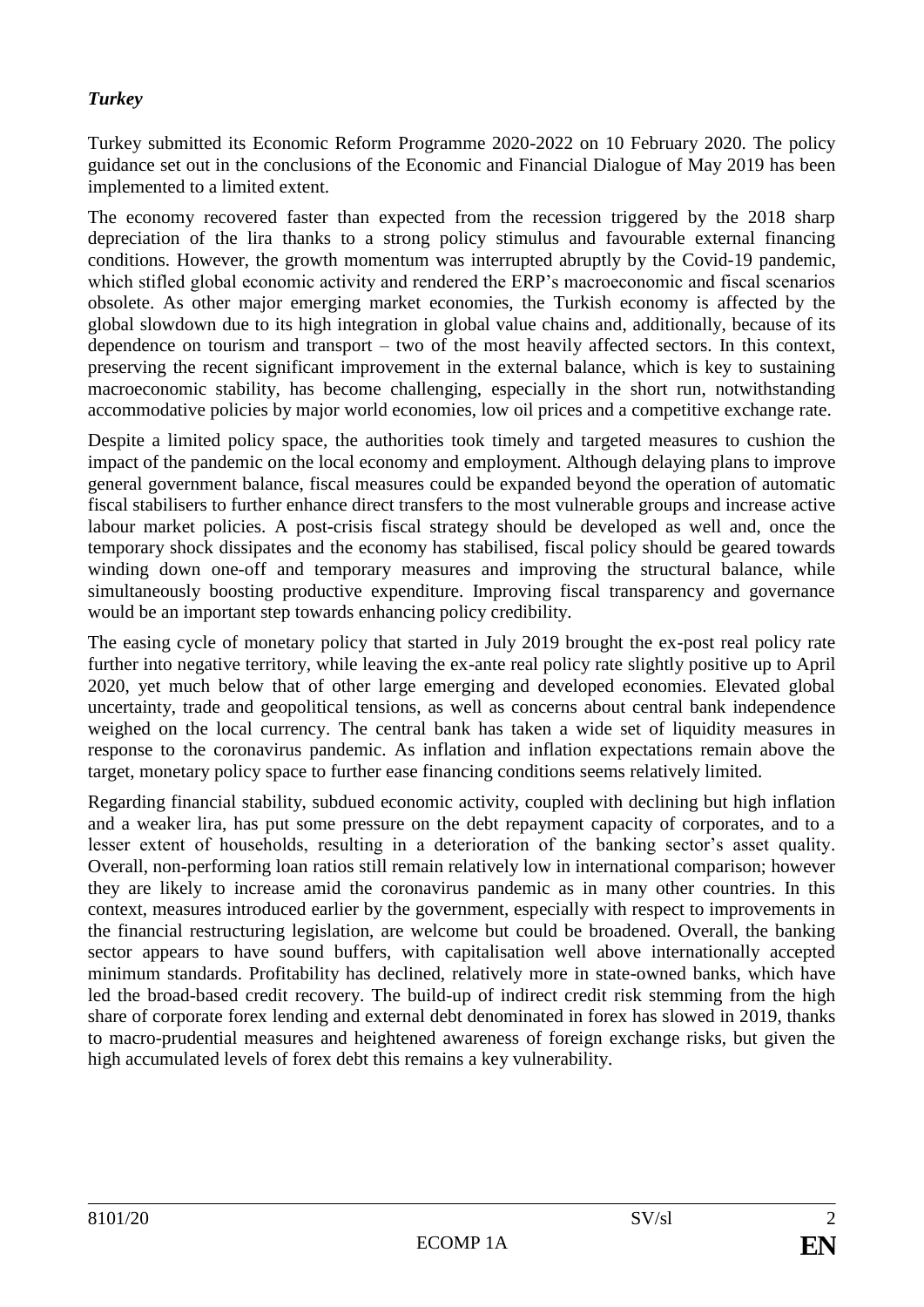***Turkey***

Turkey submitted its Economic Reform Programme 2020-2022 on 10 February 2020. The policy guidance set out in the conclusions of the Economic and Financial Dialogue of May 2019 has been implemented to a limited extent.

The economy recovered faster than expected from the recession triggered by the 2018 sharp depreciation of the lira thanks to a strong policy stimulus and favourable external financing conditions. However, the growth momentum was interrupted abruptly by the Covid-19 pandemic, which stifled global economic activity and rendered the ERP's macroeconomic and fiscal scenarios obsolete. As other major emerging market economies, the Turkish economy is affected by the global slowdown due to its high integration in global value chains and, additionally, because of its dependence on tourism and transport – two of the most heavily affected sectors. In this context, preserving the recent significant improvement in the external balance, which is key to sustaining macroeconomic stability, has become challenging, especially in the short run, notwithstanding accommodative policies by major world economies, low oil prices and a competitive exchange rate.

Despite a limited policy space, the authorities took timely and targeted measures to cushion the impact of the pandemic on the local economy and employment. Although delaying plans to improve general government balance, fiscal measures could be expanded beyond the operation of automatic fiscal stabilisers to further enhance direct transfers to the most vulnerable groups and increase active labour market policies. A post-crisis fiscal strategy should be developed as well and, once the temporary shock dissipates and the economy has stabilised, fiscal policy should be geared towards winding down one-off and temporary measures and improving the structural balance, while simultaneously boosting productive expenditure. Improving fiscal transparency and governance would be an important step towards enhancing policy credibility.

The easing cycle of monetary policy that started in July 2019 brought the ex-post real policy rate further into negative territory, while leaving the ex-ante real policy rate slightly positive up to April 2020, yet much below that of other large emerging and developed economies. Elevated global uncertainty, trade and geopolitical tensions, as well as concerns about central bank independence weighed on the local currency. The central bank has taken a wide set of liquidity measures in response to the coronavirus pandemic. As inflation and inflation expectations remain above the target, monetary policy space to further ease financing conditions seems relatively limited.

Regarding financial stability, subdued economic activity, coupled with declining but high inflation and a weaker lira, has put some pressure on the debt repayment capacity of corporates, and to a lesser extent of households, resulting in a deterioration of the banking sector's asset quality. Overall, non-performing loan ratios still remain relatively low in international comparison; however they are likely to increase amid the coronavirus pandemic as in many other countries. In this context, measures introduced earlier by the government, especially with respect to improvements in the financial restructuring legislation, are welcome but could be broadened. Overall, the banking sector appears to have sound buffers, with capitalisation well above internationally accepted minimum standards. Profitability has declined, relatively more in state-owned banks, which have led the broad-based credit recovery. The build-up of indirect credit risk stemming from the high share of corporate forex lending and external debt denominated in forex has slowed in 2019, thanks to macro-prudential measures and heightened awareness of foreign exchange risks, but given the high accumulated levels of forex debt this remains a key vulnerability.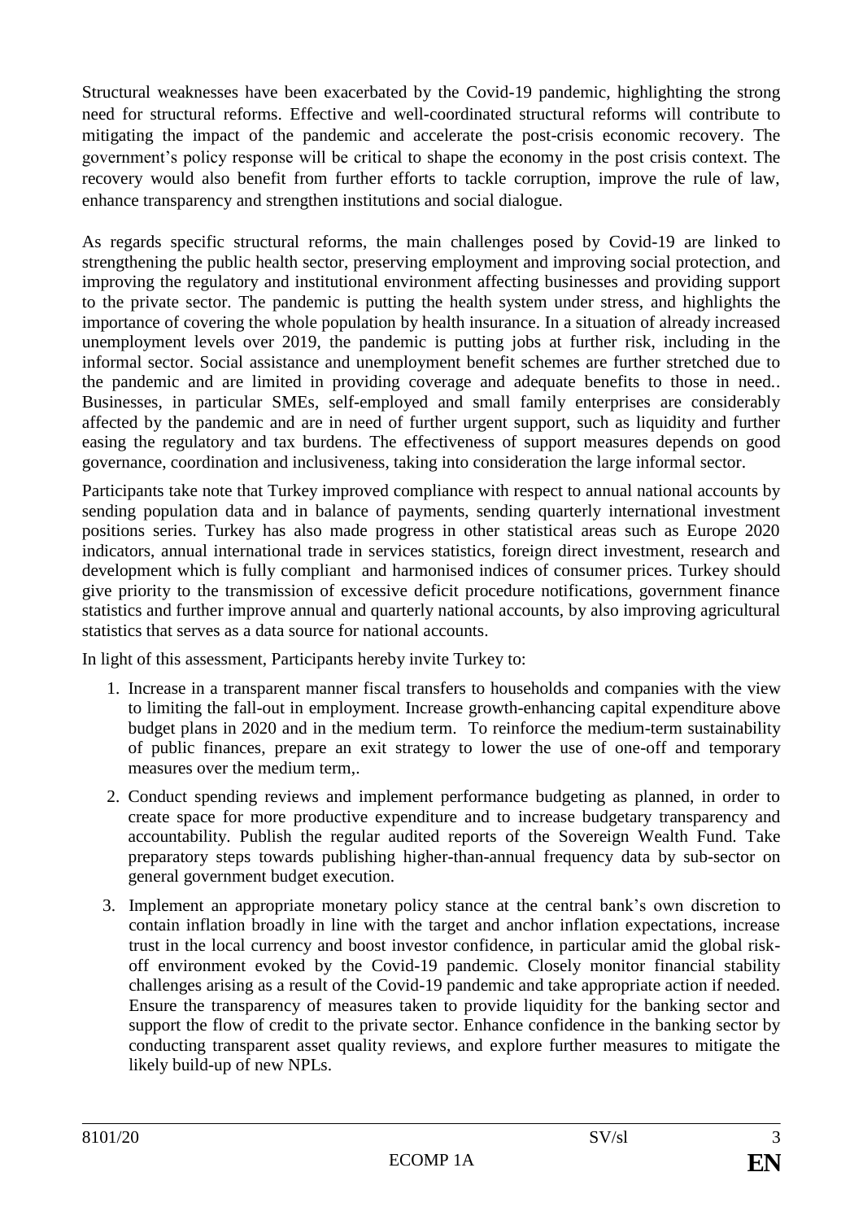Structural weaknesses have been exacerbated by the Covid-19 pandemic, highlighting the strong need for structural reforms. Effective and well-coordinated structural reforms will contribute to mitigating the impact of the pandemic and accelerate the post-crisis economic recovery. The government's policy response will be critical to shape the economy in the post crisis context. The recovery would also benefit from further efforts to tackle corruption, improve the rule of law, enhance transparency and strengthen institutions and social dialogue.

As regards specific structural reforms, the main challenges posed by Covid-19 are linked to strengthening the public health sector, preserving employment and improving social protection, and improving the regulatory and institutional environment affecting businesses and providing support to the private sector. The pandemic is putting the health system under stress, and highlights the importance of covering the whole population by health insurance. In a situation of already increased unemployment levels over 2019, the pandemic is putting jobs at further risk, including in the informal sector. Social assistance and unemployment benefit schemes are further stretched due to the pandemic and are limited in providing coverage and adequate benefits to those in need.. Businesses, in particular SMEs, self-employed and small family enterprises are considerably affected by the pandemic and are in need of further urgent support, such as liquidity and further easing the regulatory and tax burdens. The effectiveness of support measures depends on good governance, coordination and inclusiveness, taking into consideration the large informal sector.

Participants take note that Turkey improved compliance with respect to annual national accounts by sending population data and in balance of payments, sending quarterly international investment positions series. Turkey has also made progress in other statistical areas such as Europe 2020 indicators, annual international trade in services statistics, foreign direct investment, research and development which is fully compliant and harmonised indices of consumer prices. Turkey should give priority to the transmission of excessive deficit procedure notifications, government finance statistics and further improve annual and quarterly national accounts, by also improving agricultural statistics that serves as a data source for national accounts.

In light of this assessment, Participants hereby invite Turkey to:

1. Increase in a transparent manner fiscal transfers to households and companies with the view to limiting the fall-out in employment. Increase growth-enhancing capital expenditure above budget plans in 2020 and in the medium term. To reinforce the medium-term sustainability of public finances, prepare an exit strategy to lower the use of one-off and temporary measures over the medium term,.
2. Conduct spending reviews and implement performance budgeting as planned, in order to create space for more productive expenditure and to increase budgetary transparency and accountability. Publish the regular audited reports of the Sovereign Wealth Fund. Take preparatory steps towards publishing higher-than-annual frequency data by sub-sector on general government budget execution.
3. Implement an appropriate monetary policy stance at the central bank's own discretion to contain inflation broadly in line with the target and anchor inflation expectations, increase trust in the local currency and boost investor confidence, in particular amid the global risk-off environment evoked by the Covid-19 pandemic. Closely monitor financial stability challenges arising as a result of the Covid-19 pandemic and take appropriate action if needed. Ensure the transparency of measures taken to provide liquidity for the banking sector and support the flow of credit to the private sector. Enhance confidence in the banking sector by conducting transparent asset quality reviews, and explore further measures to mitigate the likely build-up of new NPLs.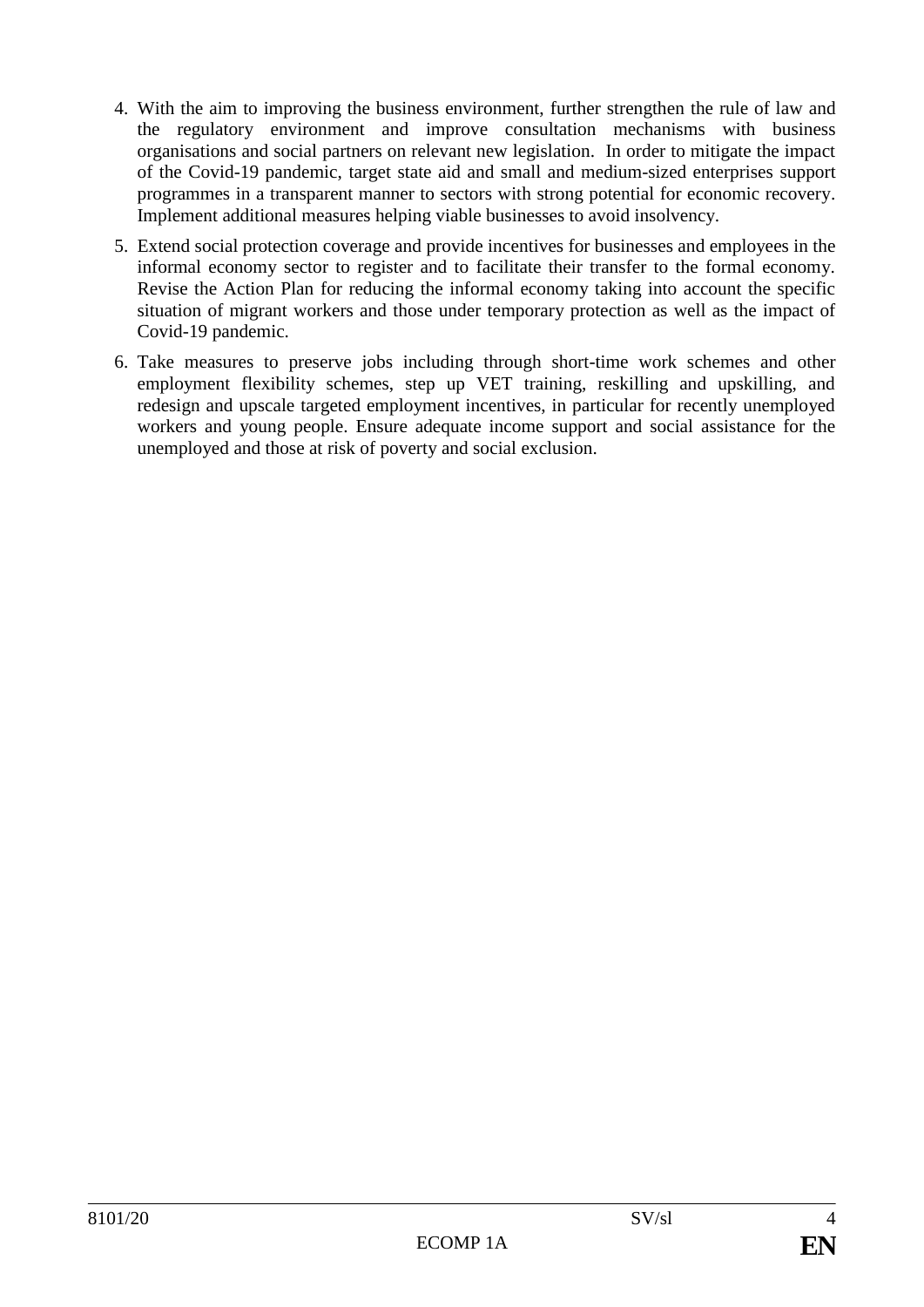4. With the aim to improving the business environment, further strengthen the rule of law and the regulatory environment and improve consultation mechanisms with business organisations and social partners on relevant new legislation. In order to mitigate the impact of the Covid-19 pandemic, target state aid and small and medium-sized enterprises support programmes in a transparent manner to sectors with strong potential for economic recovery. Implement additional measures helping viable businesses to avoid insolvency.

5. Extend social protection coverage and provide incentives for businesses and employees in the informal economy sector to register and to facilitate their transfer to the formal economy. Revise the Action Plan for reducing the informal economy taking into account the specific situation of migrant workers and those under temporary protection as well as the impact of Covid-19 pandemic.

6. Take measures to preserve jobs including through short-time work schemes and other employment flexibility schemes, step up VET training, reskilling and upskilling, and redesign and upscale targeted employment incentives, in particular for recently unemployed workers and young people. Ensure adequate income support and social assistance for the unemployed and those at risk of poverty and social exclusion.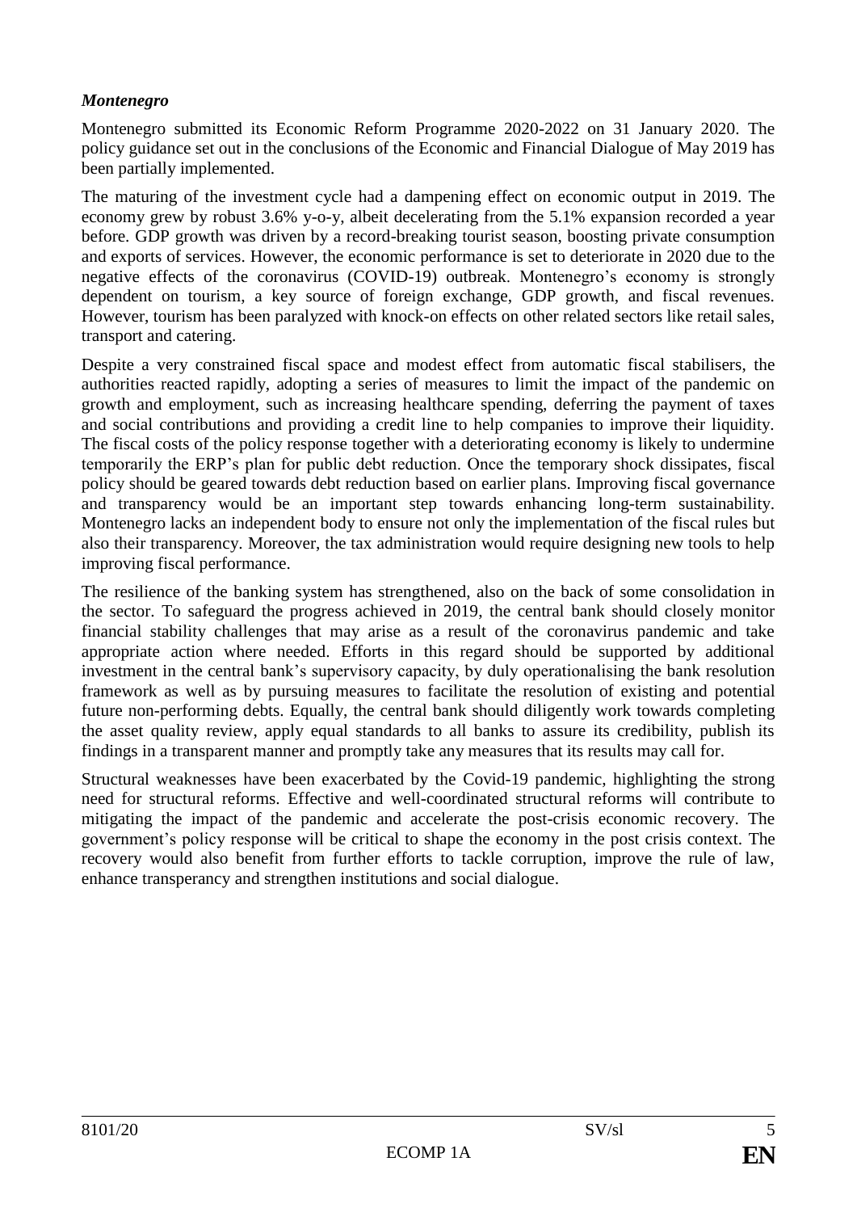***Montenegro***

Montenegro submitted its Economic Reform Programme 2020-2022 on 31 January 2020. The policy guidance set out in the conclusions of the Economic and Financial Dialogue of May 2019 has been partially implemented.

The maturing of the investment cycle had a dampening effect on economic output in 2019. The economy grew by robust 3.6% y-o-y, albeit decelerating from the 5.1% expansion recorded a year before. GDP growth was driven by a record-breaking tourist season, boosting private consumption and exports of services. However, the economic performance is set to deteriorate in 2020 due to the negative effects of the coronavirus (COVID-19) outbreak. Montenegro's economy is strongly dependent on tourism, a key source of foreign exchange, GDP growth, and fiscal revenues. However, tourism has been paralyzed with knock-on effects on other related sectors like retail sales, transport and catering.

Despite a very constrained fiscal space and modest effect from automatic fiscal stabilisers, the authorities reacted rapidly, adopting a series of measures to limit the impact of the pandemic on growth and employment, such as increasing healthcare spending, deferring the payment of taxes and social contributions and providing a credit line to help companies to improve their liquidity. The fiscal costs of the policy response together with a deteriorating economy is likely to undermine temporarily the ERP's plan for public debt reduction. Once the temporary shock dissipates, fiscal policy should be geared towards debt reduction based on earlier plans. Improving fiscal governance and transparency would be an important step towards enhancing long-term sustainability. Montenegro lacks an independent body to ensure not only the implementation of the fiscal rules but also their transparency. Moreover, the tax administration would require designing new tools to help improving fiscal performance.

The resilience of the banking system has strengthened, also on the back of some consolidation in the sector. To safeguard the progress achieved in 2019, the central bank should closely monitor financial stability challenges that may arise as a result of the coronavirus pandemic and take appropriate action where needed. Efforts in this regard should be supported by additional investment in the central bank's supervisory capacity, by duly operationalising the bank resolution framework as well as by pursuing measures to facilitate the resolution of existing and potential future non-performing debts. Equally, the central bank should diligently work towards completing the asset quality review, apply equal standards to all banks to assure its credibility, publish its findings in a transparent manner and promptly take any measures that its results may call for.

Structural weaknesses have been exacerbated by the Covid-19 pandemic, highlighting the strong need for structural reforms. Effective and well-coordinated structural reforms will contribute to mitigating the impact of the pandemic and accelerate the post-crisis economic recovery. The government's policy response will be critical to shape the economy in the post crisis context. The recovery would also benefit from further efforts to tackle corruption, improve the rule of law, enhance transperancy and strengthen institutions and social dialogue.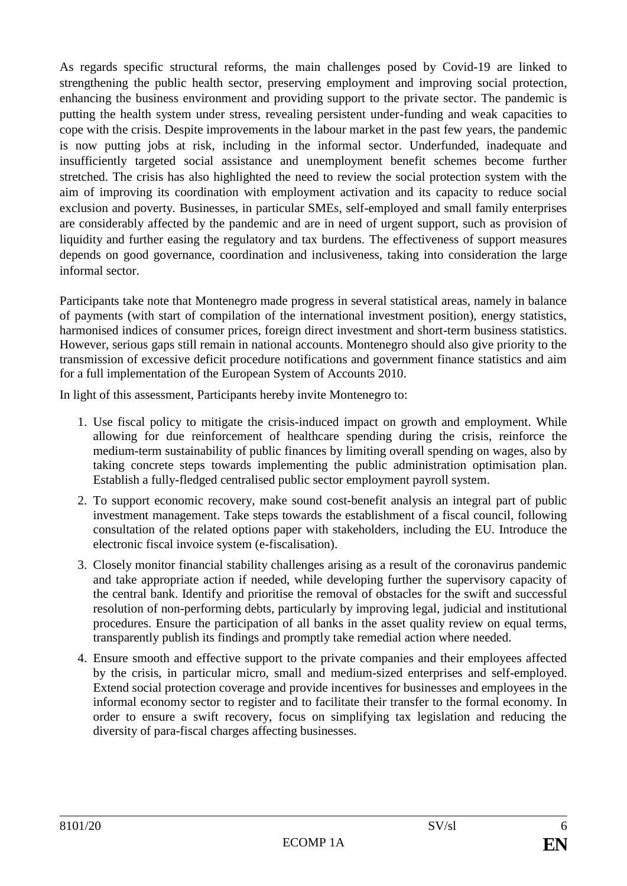As regards specific structural reforms, the main challenges posed by Covid-19 are linked to strengthening the public health sector, preserving employment and improving social protection, enhancing the business environment and providing support to the private sector. The pandemic is putting the health system under stress, revealing persistent under-funding and weak capacities to cope with the crisis. Despite improvements in the labour market in the past few years, the pandemic is now putting jobs at risk, including in the informal sector. Underfunded, inadequate and insufficiently targeted social assistance and unemployment benefit schemes become further stretched. The crisis has also highlighted the need to review the social protection system with the aim of improving its coordination with employment activation and its capacity to reduce social exclusion and poverty. Businesses, in particular SMEs, self-employed and small family enterprises are considerably affected by the pandemic and are in need of urgent support, such as provision of liquidity and further easing the regulatory and tax burdens. The effectiveness of support measures depends on good governance, coordination and inclusiveness, taking into consideration the large informal sector.

Participants take note that Montenegro made progress in several statistical areas, namely in balance of payments (with start of compilation of the international investment position), energy statistics, harmonised indices of consumer prices, foreign direct investment and short-term business statistics. However, serious gaps still remain in national accounts. Montenegro should also give priority to the transmission of excessive deficit procedure notifications and government finance statistics and aim for a full implementation of the European System of Accounts 2010.

In light of this assessment, Participants hereby invite Montenegro to:

1. Use fiscal policy to mitigate the crisis-induced impact on growth and employment. While allowing for due reinforcement of healthcare spending during the crisis, reinforce the medium-term sustainability of public finances by limiting overall spending on wages, also by taking concrete steps towards implementing the public administration optimisation plan. Establish a fully-fledged centralised public sector employment payroll system.
2. To support economic recovery, make sound cost-benefit analysis an integral part of public investment management. Take steps towards the establishment of a fiscal council, following consultation of the related options paper with stakeholders, including the EU. Introduce the electronic fiscal invoice system (e-fiscalisation).
3. Closely monitor financial stability challenges arising as a result of the coronavirus pandemic and take appropriate action if needed, while developing further the supervisory capacity of the central bank. Identify and prioritise the removal of obstacles for the swift and successful resolution of non-performing debts, particularly by improving legal, judicial and institutional procedures. Ensure the participation of all banks in the asset quality review on equal terms, transparently publish its findings and promptly take remedial action where needed.
4. Ensure smooth and effective support to the private companies and their employees affected by the crisis, in particular micro, small and medium-sized enterprises and self-employed. Extend social protection coverage and provide incentives for businesses and employees in the informal economy sector to register and to facilitate their transfer to the formal economy. In order to ensure a swift recovery, focus on simplifying tax legislation and reducing the diversity of para-fiscal charges affecting businesses.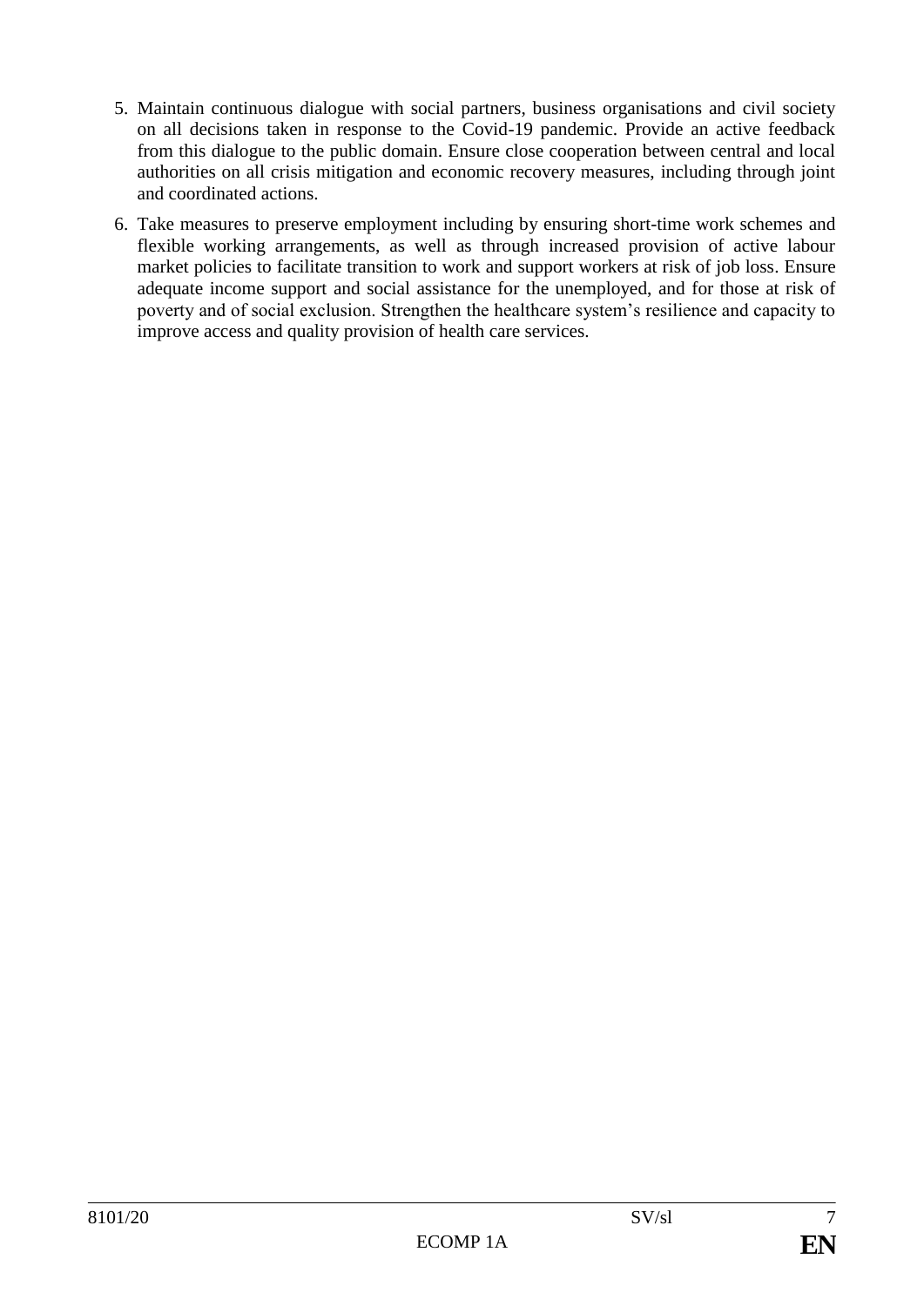5. Maintain continuous dialogue with social partners, business organisations and civil society on all decisions taken in response to the Covid-19 pandemic. Provide an active feedback from this dialogue to the public domain. Ensure close cooperation between central and local authorities on all crisis mitigation and economic recovery measures, including through joint and coordinated actions.

6. Take measures to preserve employment including by ensuring short-time work schemes and flexible working arrangements, as well as through increased provision of active labour market policies to facilitate transition to work and support workers at risk of job loss. Ensure adequate income support and social assistance for the unemployed, and for those at risk of poverty and of social exclusion. Strengthen the healthcare system's resilience and capacity to improve access and quality provision of health care services.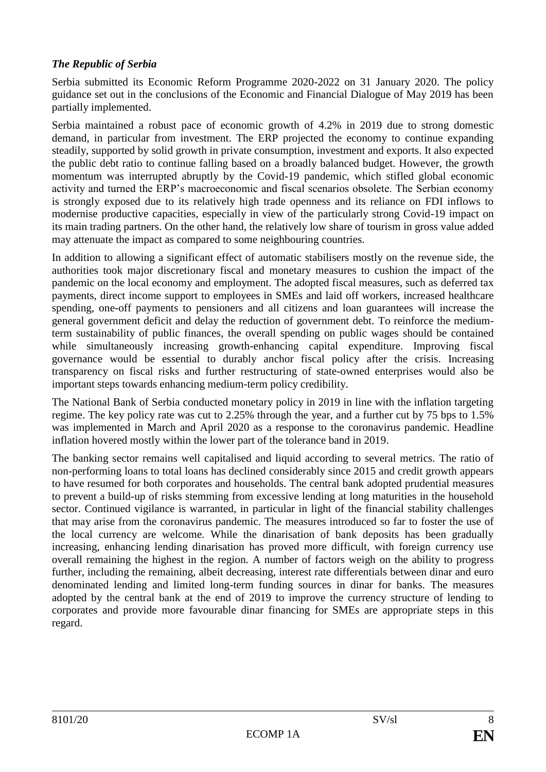***The Republic of Serbia***

Serbia submitted its Economic Reform Programme 2020-2022 on 31 January 2020. The policy guidance set out in the conclusions of the Economic and Financial Dialogue of May 2019 has been partially implemented.

Serbia maintained a robust pace of economic growth of 4.2% in 2019 due to strong domestic demand, in particular from investment. The ERP projected the economy to continue expanding steadily, supported by solid growth in private consumption, investment and exports. It also expected the public debt ratio to continue falling based on a broadly balanced budget. However, the growth momentum was interrupted abruptly by the Covid-19 pandemic, which stifled global economic activity and turned the ERP's macroeconomic and fiscal scenarios obsolete. The Serbian economy is strongly exposed due to its relatively high trade openness and its reliance on FDI inflows to modernise productive capacities, especially in view of the particularly strong Covid-19 impact on its main trading partners. On the other hand, the relatively low share of tourism in gross value added may attenuate the impact as compared to some neighbouring countries.

In addition to allowing a significant effect of automatic stabilisers mostly on the revenue side, the authorities took major discretionary fiscal and monetary measures to cushion the impact of the pandemic on the local economy and employment. The adopted fiscal measures, such as deferred tax payments, direct income support to employees in SMEs and laid off workers, increased healthcare spending, one-off payments to pensioners and all citizens and loan guarantees will increase the general government deficit and delay the reduction of government debt. To reinforce the medium-term sustainability of public finances, the overall spending on public wages should be contained while simultaneously increasing growth-enhancing capital expenditure. Improving fiscal governance would be essential to durably anchor fiscal policy after the crisis. Increasing transparency on fiscal risks and further restructuring of state-owned enterprises would also be important steps towards enhancing medium-term policy credibility.

The National Bank of Serbia conducted monetary policy in 2019 in line with the inflation targeting regime. The key policy rate was cut to 2.25% through the year, and a further cut by 75 bps to 1.5% was implemented in March and April 2020 as a response to the coronavirus pandemic. Headline inflation hovered mostly within the lower part of the tolerance band in 2019.

The banking sector remains well capitalised and liquid according to several metrics. The ratio of non-performing loans to total loans has declined considerably since 2015 and credit growth appears to have resumed for both corporates and households. The central bank adopted prudential measures to prevent a build-up of risks stemming from excessive lending at long maturities in the household sector. Continued vigilance is warranted, in particular in light of the financial stability challenges that may arise from the coronavirus pandemic. The measures introduced so far to foster the use of the local currency are welcome. While the dinarisation of bank deposits has been gradually increasing, enhancing lending dinarisation has proved more difficult, with foreign currency use overall remaining the highest in the region. A number of factors weigh on the ability to progress further, including the remaining, albeit decreasing, interest rate differentials between dinar and euro denominated lending and limited long-term funding sources in dinar for banks. The measures adopted by the central bank at the end of 2019 to improve the currency structure of lending to corporates and provide more favourable dinar financing for SMEs are appropriate steps in this regard.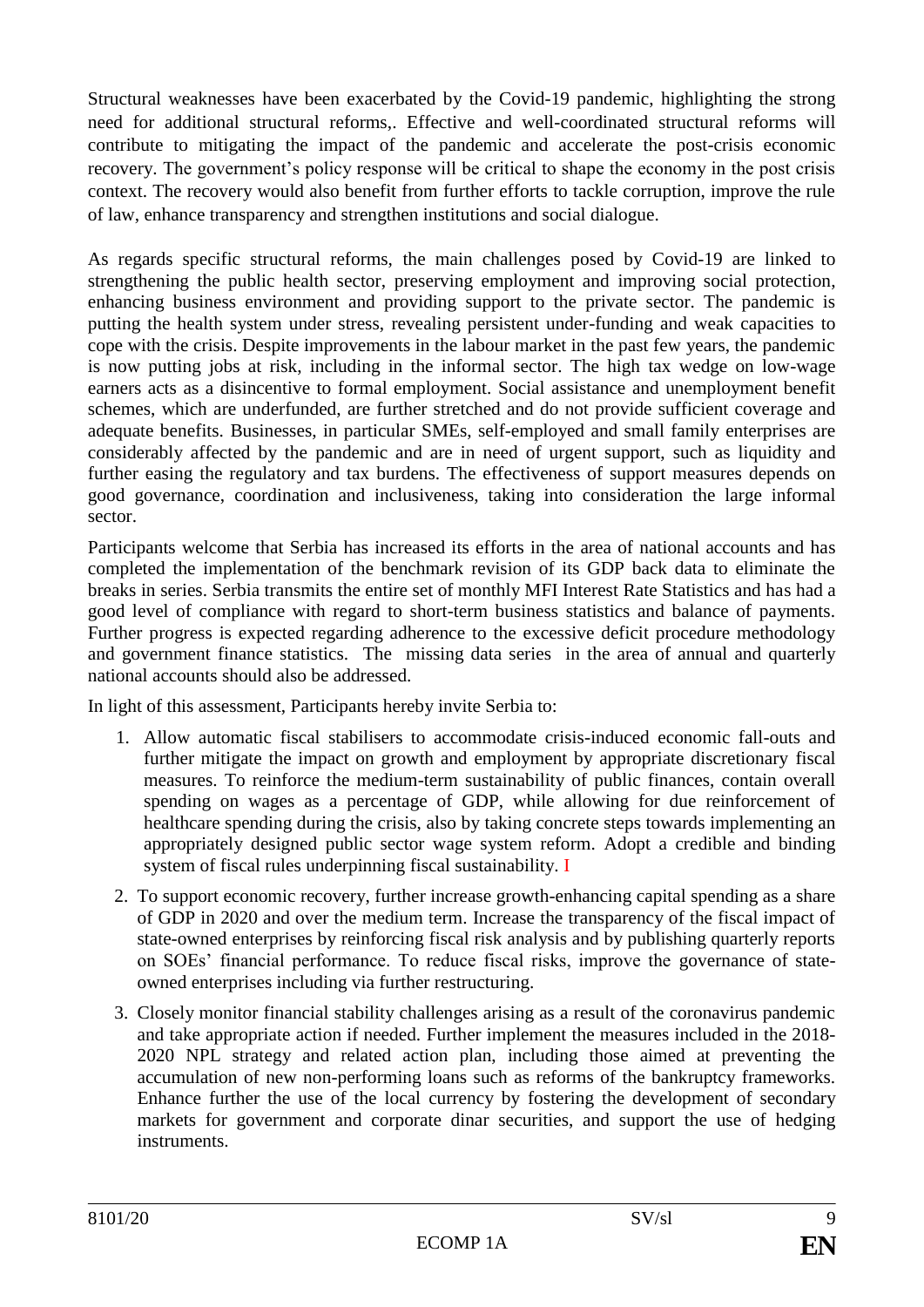Structural weaknesses have been exacerbated by the Covid-19 pandemic, highlighting the strong need for additional structural reforms,. Effective and well-coordinated structural reforms will contribute to mitigating the impact of the pandemic and accelerate the post-crisis economic recovery. The government's policy response will be critical to shape the economy in the post crisis context. The recovery would also benefit from further efforts to tackle corruption, improve the rule of law, enhance transparency and strengthen institutions and social dialogue.

As regards specific structural reforms, the main challenges posed by Covid-19 are linked to strengthening the public health sector, preserving employment and improving social protection, enhancing business environment and providing support to the private sector. The pandemic is putting the health system under stress, revealing persistent under-funding and weak capacities to cope with the crisis. Despite improvements in the labour market in the past few years, the pandemic is now putting jobs at risk, including in the informal sector. The high tax wedge on low-wage earners acts as a disincentive to formal employment. Social assistance and unemployment benefit schemes, which are underfunded, are further stretched and do not provide sufficient coverage and adequate benefits. Businesses, in particular SMEs, self-employed and small family enterprises are considerably affected by the pandemic and are in need of urgent support, such as liquidity and further easing the regulatory and tax burdens. The effectiveness of support measures depends on good governance, coordination and inclusiveness, taking into consideration the large informal sector.

Participants welcome that Serbia has increased its efforts in the area of national accounts and has completed the implementation of the benchmark revision of its GDP back data to eliminate the breaks in series. Serbia transmits the entire set of monthly MFI Interest Rate Statistics and has had a good level of compliance with regard to short-term business statistics and balance of payments. Further progress is expected regarding adherence to the excessive deficit procedure methodology and government finance statistics. The missing data series in the area of annual and quarterly national accounts should also be addressed.

In light of this assessment, Participants hereby invite Serbia to:

1. Allow automatic fiscal stabilisers to accommodate crisis-induced economic fall-outs and further mitigate the impact on growth and employment by appropriate discretionary fiscal measures. To reinforce the medium-term sustainability of public finances, contain overall spending on wages as a percentage of GDP, while allowing for due reinforcement of healthcare spending during the crisis, also by taking concrete steps towards implementing an appropriately designed public sector wage system reform. Adopt a credible and binding system of fiscal rules underpinning fiscal sustainability. I

2. To support economic recovery, further increase growth-enhancing capital spending as a share of GDP in 2020 and over the medium term. Increase the transparency of the fiscal impact of state-owned enterprises by reinforcing fiscal risk analysis and by publishing quarterly reports on SOEs' financial performance. To reduce fiscal risks, improve the governance of state-owned enterprises including via further restructuring.

3. Closely monitor financial stability challenges arising as a result of the coronavirus pandemic and take appropriate action if needed. Further implement the measures included in the 2018-2020 NPL strategy and related action plan, including those aimed at preventing the accumulation of new non-performing loans such as reforms of the bankruptcy frameworks. Enhance further the use of the local currency by fostering the development of secondary markets for government and corporate dinar securities, and support the use of hedging instruments.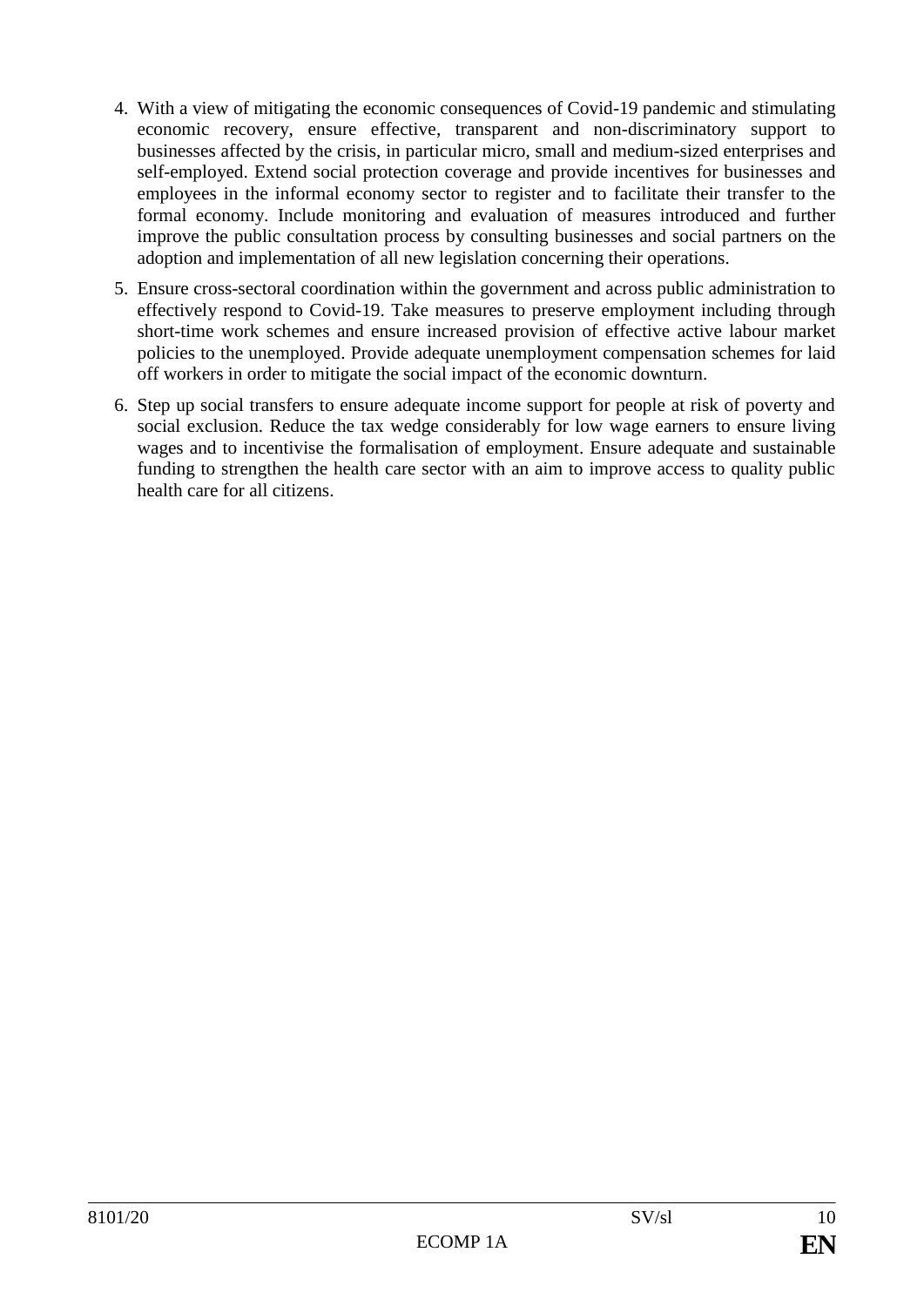4. With a view of mitigating the economic consequences of Covid-19 pandemic and stimulating economic recovery, ensure effective, transparent and non-discriminatory support to businesses affected by the crisis, in particular micro, small and medium-sized enterprises and self-employed. Extend social protection coverage and provide incentives for businesses and employees in the informal economy sector to register and to facilitate their transfer to the formal economy. Include monitoring and evaluation of measures introduced and further improve the public consultation process by consulting businesses and social partners on the adoption and implementation of all new legislation concerning their operations.

5. Ensure cross-sectoral coordination within the government and across public administration to effectively respond to Covid-19. Take measures to preserve employment including through short-time work schemes and ensure increased provision of effective active labour market policies to the unemployed. Provide adequate unemployment compensation schemes for laid off workers in order to mitigate the social impact of the economic downturn.

6. Step up social transfers to ensure adequate income support for people at risk of poverty and social exclusion. Reduce the tax wedge considerably for low wage earners to ensure living wages and to incentivise the formalisation of employment. Ensure adequate and sustainable funding to strengthen the health care sector with an aim to improve access to quality public health care for all citizens.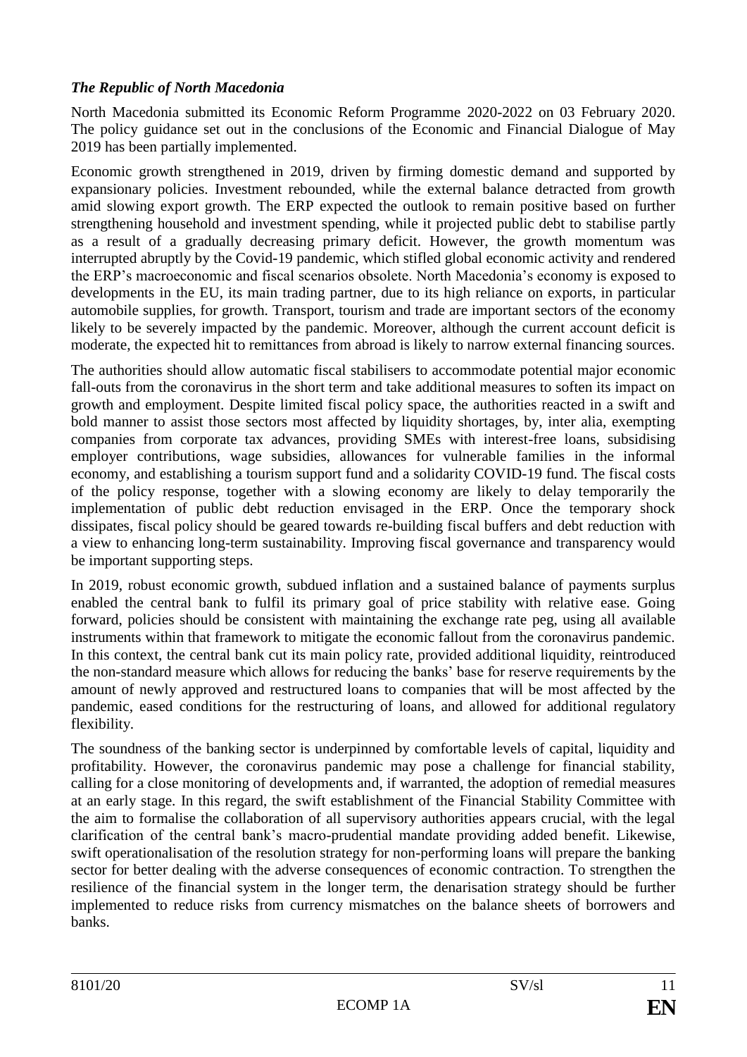***The Republic of North Macedonia***

North Macedonia submitted its Economic Reform Programme 2020-2022 on 03 February 2020. The policy guidance set out in the conclusions of the Economic and Financial Dialogue of May 2019 has been partially implemented.

Economic growth strengthened in 2019, driven by firming domestic demand and supported by expansionary policies. Investment rebounded, while the external balance detracted from growth amid slowing export growth. The ERP expected the outlook to remain positive based on further strengthening household and investment spending, while it projected public debt to stabilise partly as a result of a gradually decreasing primary deficit. However, the growth momentum was interrupted abruptly by the Covid-19 pandemic, which stifled global economic activity and rendered the ERP's macroeconomic and fiscal scenarios obsolete. North Macedonia's economy is exposed to developments in the EU, its main trading partner, due to its high reliance on exports, in particular automobile supplies, for growth. Transport, tourism and trade are important sectors of the economy likely to be severely impacted by the pandemic. Moreover, although the current account deficit is moderate, the expected hit to remittances from abroad is likely to narrow external financing sources.

The authorities should allow automatic fiscal stabilisers to accommodate potential major economic fall-outs from the coronavirus in the short term and take additional measures to soften its impact on growth and employment. Despite limited fiscal policy space, the authorities reacted in a swift and bold manner to assist those sectors most affected by liquidity shortages, by, inter alia, exempting companies from corporate tax advances, providing SMEs with interest-free loans, subsidising employer contributions, wage subsidies, allowances for vulnerable families in the informal economy, and establishing a tourism support fund and a solidarity COVID-19 fund. The fiscal costs of the policy response, together with a slowing economy are likely to delay temporarily the implementation of public debt reduction envisaged in the ERP. Once the temporary shock dissipates, fiscal policy should be geared towards re-building fiscal buffers and debt reduction with a view to enhancing long-term sustainability. Improving fiscal governance and transparency would be important supporting steps.

In 2019, robust economic growth, subdued inflation and a sustained balance of payments surplus enabled the central bank to fulfil its primary goal of price stability with relative ease. Going forward, policies should be consistent with maintaining the exchange rate peg, using all available instruments within that framework to mitigate the economic fallout from the coronavirus pandemic. In this context, the central bank cut its main policy rate, provided additional liquidity, reintroduced the non-standard measure which allows for reducing the banks' base for reserve requirements by the amount of newly approved and restructured loans to companies that will be most affected by the pandemic, eased conditions for the restructuring of loans, and allowed for additional regulatory flexibility.

The soundness of the banking sector is underpinned by comfortable levels of capital, liquidity and profitability. However, the coronavirus pandemic may pose a challenge for financial stability, calling for a close monitoring of developments and, if warranted, the adoption of remedial measures at an early stage. In this regard, the swift establishment of the Financial Stability Committee with the aim to formalise the collaboration of all supervisory authorities appears crucial, with the legal clarification of the central bank's macro-prudential mandate providing added benefit. Likewise, swift operationalisation of the resolution strategy for non-performing loans will prepare the banking sector for better dealing with the adverse consequences of economic contraction. To strengthen the resilience of the financial system in the longer term, the denarisation strategy should be further implemented to reduce risks from currency mismatches on the balance sheets of borrowers and banks.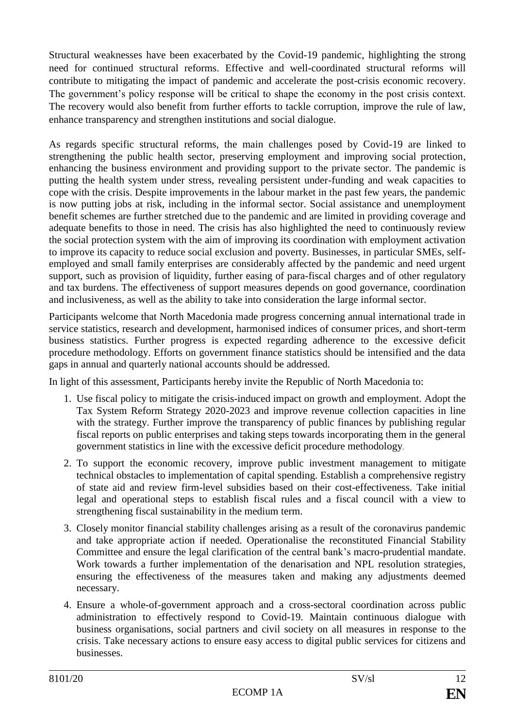Structural weaknesses have been exacerbated by the Covid-19 pandemic, highlighting the strong need for continued structural reforms. Effective and well-coordinated structural reforms will contribute to mitigating the impact of pandemic and accelerate the post-crisis economic recovery. The government's policy response will be critical to shape the economy in the post crisis context. The recovery would also benefit from further efforts to tackle corruption, improve the rule of law, enhance transparency and strengthen institutions and social dialogue.

As regards specific structural reforms, the main challenges posed by Covid-19 are linked to strengthening the public health sector, preserving employment and improving social protection, enhancing the business environment and providing support to the private sector. The pandemic is putting the health system under stress, revealing persistent under-funding and weak capacities to cope with the crisis. Despite improvements in the labour market in the past few years, the pandemic is now putting jobs at risk, including in the informal sector. Social assistance and unemployment benefit schemes are further stretched due to the pandemic and are limited in providing coverage and adequate benefits to those in need. The crisis has also highlighted the need to continuously review the social protection system with the aim of improving its coordination with employment activation to improve its capacity to reduce social exclusion and poverty. Businesses, in particular SMEs, self-employed and small family enterprises are considerably affected by the pandemic and need urgent support, such as provision of liquidity, further easing of para-fiscal charges and of other regulatory and tax burdens. The effectiveness of support measures depends on good governance, coordination and inclusiveness, as well as the ability to take into consideration the large informal sector.

Participants welcome that North Macedonia made progress concerning annual international trade in service statistics, research and development, harmonised indices of consumer prices, and short-term business statistics. Further progress is expected regarding adherence to the excessive deficit procedure methodology. Efforts on government finance statistics should be intensified and the data gaps in annual and quarterly national accounts should be addressed.

In light of this assessment, Participants hereby invite the Republic of North Macedonia to:

1. Use fiscal policy to mitigate the crisis-induced impact on growth and employment. Adopt the Tax System Reform Strategy 2020-2023 and improve revenue collection capacities in line with the strategy. Further improve the transparency of public finances by publishing regular fiscal reports on public enterprises and taking steps towards incorporating them in the general government statistics in line with the excessive deficit procedure methodology.
2. To support the economic recovery, improve public investment management to mitigate technical obstacles to implementation of capital spending. Establish a comprehensive registry of state aid and review firm-level subsidies based on their cost-effectiveness. Take initial legal and operational steps to establish fiscal rules and a fiscal council with a view to strengthening fiscal sustainability in the medium term.
3. Closely monitor financial stability challenges arising as a result of the coronavirus pandemic and take appropriate action if needed. Operationalise the reconstituted Financial Stability Committee and ensure the legal clarification of the central bank's macro-prudential mandate. Work towards a further implementation of the denarisation and NPL resolution strategies, ensuring the effectiveness of the measures taken and making any adjustments deemed necessary.
4. Ensure a whole-of-government approach and a cross-sectoral coordination across public administration to effectively respond to Covid-19. Maintain continuous dialogue with business organisations, social partners and civil society on all measures in response to the crisis. Take necessary actions to ensure easy access to digital public services for citizens and businesses.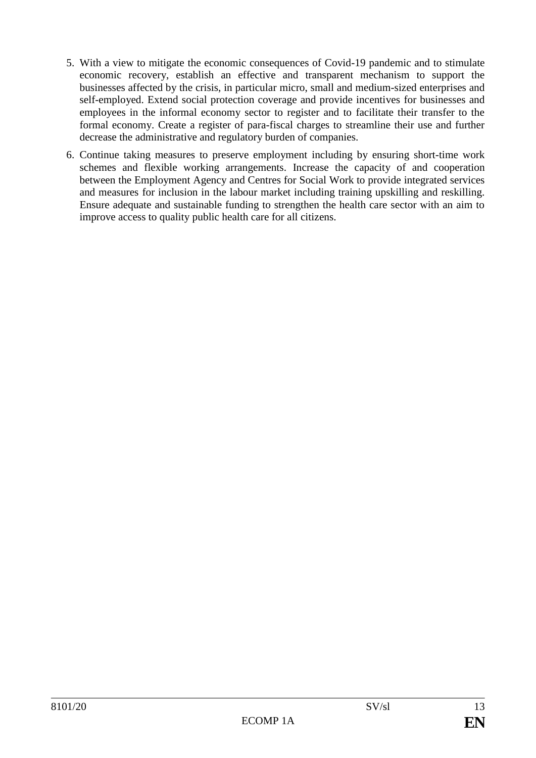5. With a view to mitigate the economic consequences of Covid-19 pandemic and to stimulate economic recovery, establish an effective and transparent mechanism to support the businesses affected by the crisis, in particular micro, small and medium-sized enterprises and self-employed. Extend social protection coverage and provide incentives for businesses and employees in the informal economy sector to register and to facilitate their transfer to the formal economy. Create a register of para-fiscal charges to streamline their use and further decrease the administrative and regulatory burden of companies.

6. Continue taking measures to preserve employment including by ensuring short-time work schemes and flexible working arrangements. Increase the capacity of and cooperation between the Employment Agency and Centres for Social Work to provide integrated services and measures for inclusion in the labour market including training upskilling and reskilling. Ensure adequate and sustainable funding to strengthen the health care sector with an aim to improve access to quality public health care for all citizens.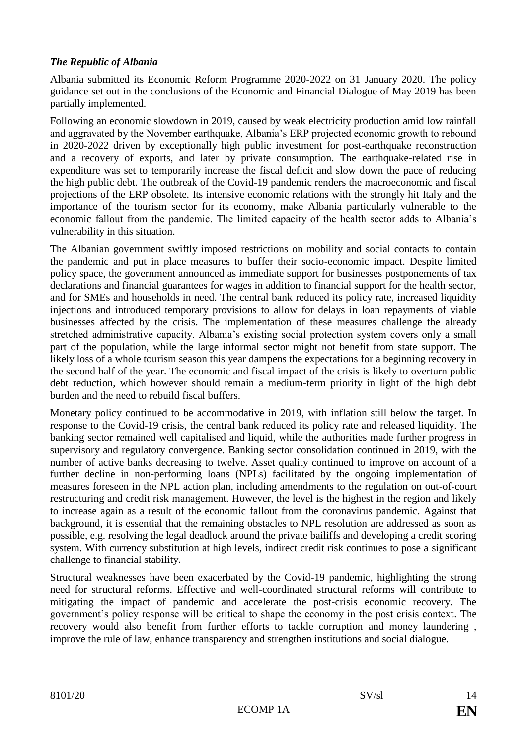***The Republic of Albania***

Albania submitted its Economic Reform Programme 2020-2022 on 31 January 2020. The policy guidance set out in the conclusions of the Economic and Financial Dialogue of May 2019 has been partially implemented.

Following an economic slowdown in 2019, caused by weak electricity production amid low rainfall and aggravated by the November earthquake, Albania's ERP projected economic growth to rebound in 2020-2022 driven by exceptionally high public investment for post-earthquake reconstruction and a recovery of exports, and later by private consumption. The earthquake-related rise in expenditure was set to temporarily increase the fiscal deficit and slow down the pace of reducing the high public debt. The outbreak of the Covid-19 pandemic renders the macroeconomic and fiscal projections of the ERP obsolete. Its intensive economic relations with the strongly hit Italy and the importance of the tourism sector for its economy, make Albania particularly vulnerable to the economic fallout from the pandemic. The limited capacity of the health sector adds to Albania's vulnerability in this situation.

The Albanian government swiftly imposed restrictions on mobility and social contacts to contain the pandemic and put in place measures to buffer their socio-economic impact. Despite limited policy space, the government announced as immediate support for businesses postponements of tax declarations and financial guarantees for wages in addition to financial support for the health sector, and for SMEs and households in need. The central bank reduced its policy rate, increased liquidity injections and introduced temporary provisions to allow for delays in loan repayments of viable businesses affected by the crisis. The implementation of these measures challenge the already stretched administrative capacity. Albania's existing social protection system covers only a small part of the population, while the large informal sector might not benefit from state support. The likely loss of a whole tourism season this year dampens the expectations for a beginning recovery in the second half of the year. The economic and fiscal impact of the crisis is likely to overturn public debt reduction, which however should remain a medium-term priority in light of the high debt burden and the need to rebuild fiscal buffers.

Monetary policy continued to be accommodative in 2019, with inflation still below the target. In response to the Covid-19 crisis, the central bank reduced its policy rate and released liquidity. The banking sector remained well capitalised and liquid, while the authorities made further progress in supervisory and regulatory convergence. Banking sector consolidation continued in 2019, with the number of active banks decreasing to twelve. Asset quality continued to improve on account of a further decline in non-performing loans (NPLs) facilitated by the ongoing implementation of measures foreseen in the NPL action plan, including amendments to the regulation on out-of-court restructuring and credit risk management. However, the level is the highest in the region and likely to increase again as a result of the economic fallout from the coronavirus pandemic. Against that background, it is essential that the remaining obstacles to NPL resolution are addressed as soon as possible, e.g. resolving the legal deadlock around the private bailiffs and developing a credit scoring system. With currency substitution at high levels, indirect credit risk continues to pose a significant challenge to financial stability.

Structural weaknesses have been exacerbated by the Covid-19 pandemic, highlighting the strong need for structural reforms. Effective and well-coordinated structural reforms will contribute to mitigating the impact of pandemic and accelerate the post-crisis economic recovery. The government's policy response will be critical to shape the economy in the post crisis context. The recovery would also benefit from further efforts to tackle corruption and money laundering , improve the rule of law, enhance transparency and strengthen institutions and social dialogue.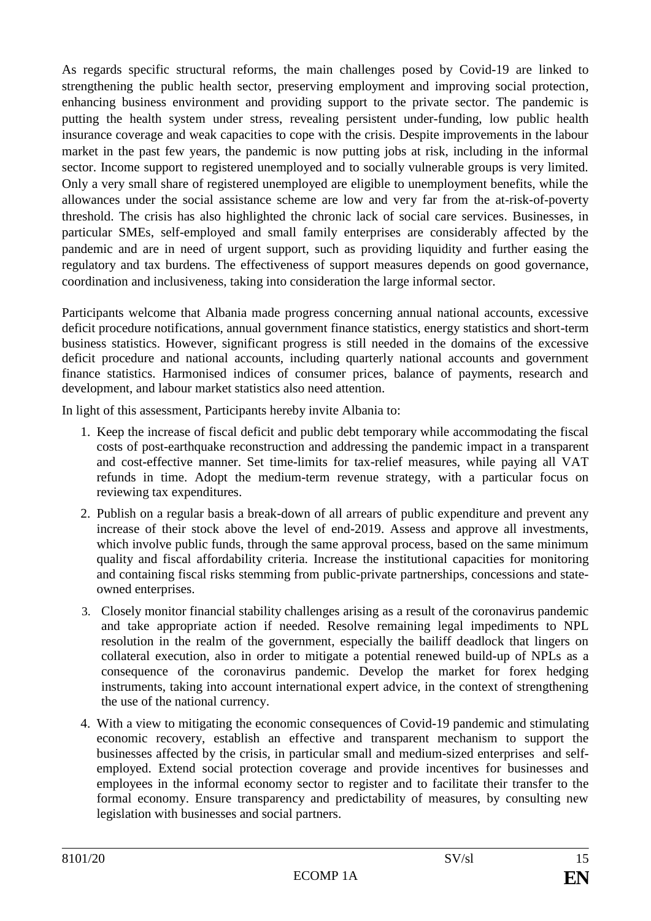As regards specific structural reforms, the main challenges posed by Covid-19 are linked to strengthening the public health sector, preserving employment and improving social protection, enhancing business environment and providing support to the private sector. The pandemic is putting the health system under stress, revealing persistent under-funding, low public health insurance coverage and weak capacities to cope with the crisis. Despite improvements in the labour market in the past few years, the pandemic is now putting jobs at risk, including in the informal sector. Income support to registered unemployed and to socially vulnerable groups is very limited. Only a very small share of registered unemployed are eligible to unemployment benefits, while the allowances under the social assistance scheme are low and very far from the at-risk-of-poverty threshold. The crisis has also highlighted the chronic lack of social care services. Businesses, in particular SMEs, self-employed and small family enterprises are considerably affected by the pandemic and are in need of urgent support, such as providing liquidity and further easing the regulatory and tax burdens. The effectiveness of support measures depends on good governance, coordination and inclusiveness, taking into consideration the large informal sector.

Participants welcome that Albania made progress concerning annual national accounts, excessive deficit procedure notifications, annual government finance statistics, energy statistics and short-term business statistics. However, significant progress is still needed in the domains of the excessive deficit procedure and national accounts, including quarterly national accounts and government finance statistics. Harmonised indices of consumer prices, balance of payments, research and development, and labour market statistics also need attention.

In light of this assessment, Participants hereby invite Albania to:

1. Keep the increase of fiscal deficit and public debt temporary while accommodating the fiscal costs of post-earthquake reconstruction and addressing the pandemic impact in a transparent and cost-effective manner. Set time-limits for tax-relief measures, while paying all VAT refunds in time. Adopt the medium-term revenue strategy, with a particular focus on reviewing tax expenditures.
2. Publish on a regular basis a break-down of all arrears of public expenditure and prevent any increase of their stock above the level of end-2019. Assess and approve all investments, which involve public funds, through the same approval process, based on the same minimum quality and fiscal affordability criteria. Increase the institutional capacities for monitoring and containing fiscal risks stemming from public-private partnerships, concessions and state-owned enterprises.
3. Closely monitor financial stability challenges arising as a result of the coronavirus pandemic and take appropriate action if needed. Resolve remaining legal impediments to NPL resolution in the realm of the government, especially the bailiff deadlock that lingers on collateral execution, also in order to mitigate a potential renewed build-up of NPLs as a consequence of the coronavirus pandemic. Develop the market for forex hedging instruments, taking into account international expert advice, in the context of strengthening the use of the national currency.
4. With a view to mitigating the economic consequences of Covid-19 pandemic and stimulating economic recovery, establish an effective and transparent mechanism to support the businesses affected by the crisis, in particular small and medium-sized enterprises and self-employed. Extend social protection coverage and provide incentives for businesses and employees in the informal economy sector to register and to facilitate their transfer to the formal economy. Ensure transparency and predictability of measures, by consulting new legislation with businesses and social partners.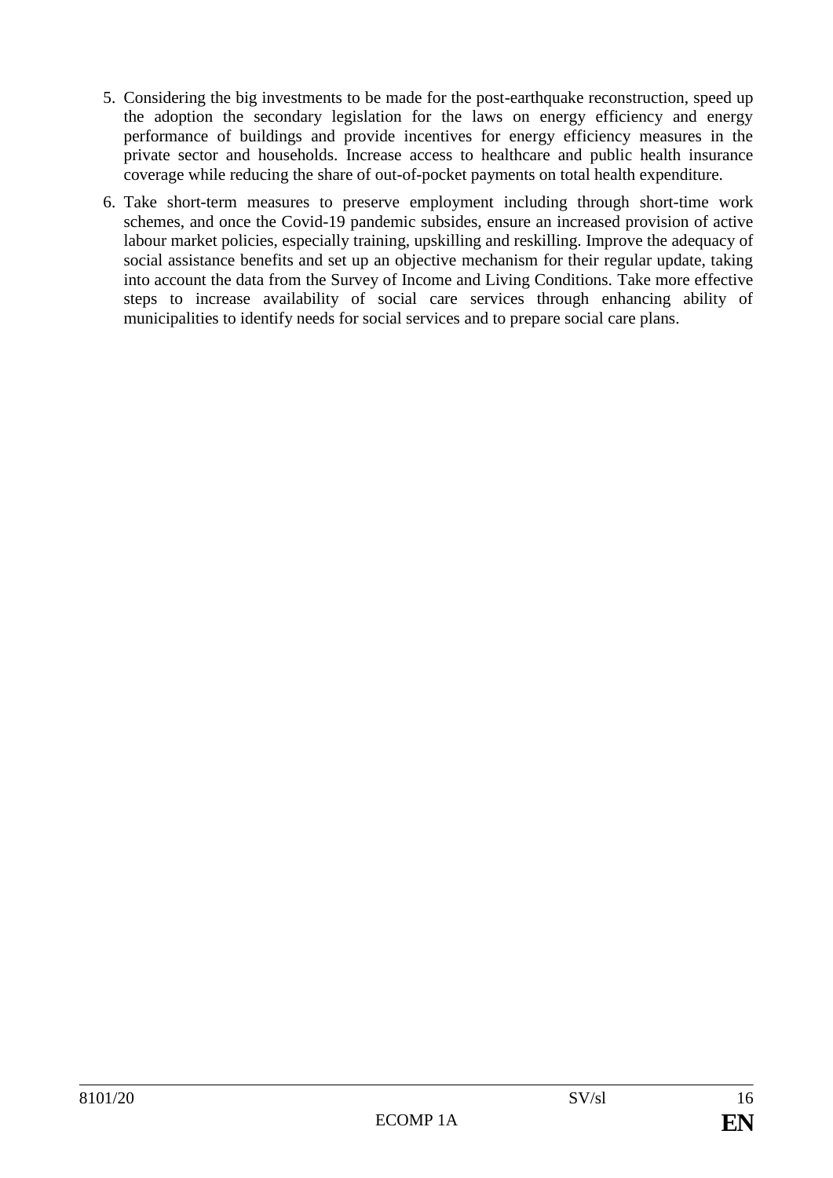5. Considering the big investments to be made for the post-earthquake reconstruction, speed up the adoption the secondary legislation for the laws on energy efficiency and energy performance of buildings and provide incentives for energy efficiency measures in the private sector and households. Increase access to healthcare and public health insurance coverage while reducing the share of out-of-pocket payments on total health expenditure.

6. Take short-term measures to preserve employment including through short-time work schemes, and once the Covid-19 pandemic subsides, ensure an increased provision of active labour market policies, especially training, upskilling and reskilling. Improve the adequacy of social assistance benefits and set up an objective mechanism for their regular update, taking into account the data from the Survey of Income and Living Conditions. Take more effective steps to increase availability of social care services through enhancing ability of municipalities to identify needs for social services and to prepare social care plans.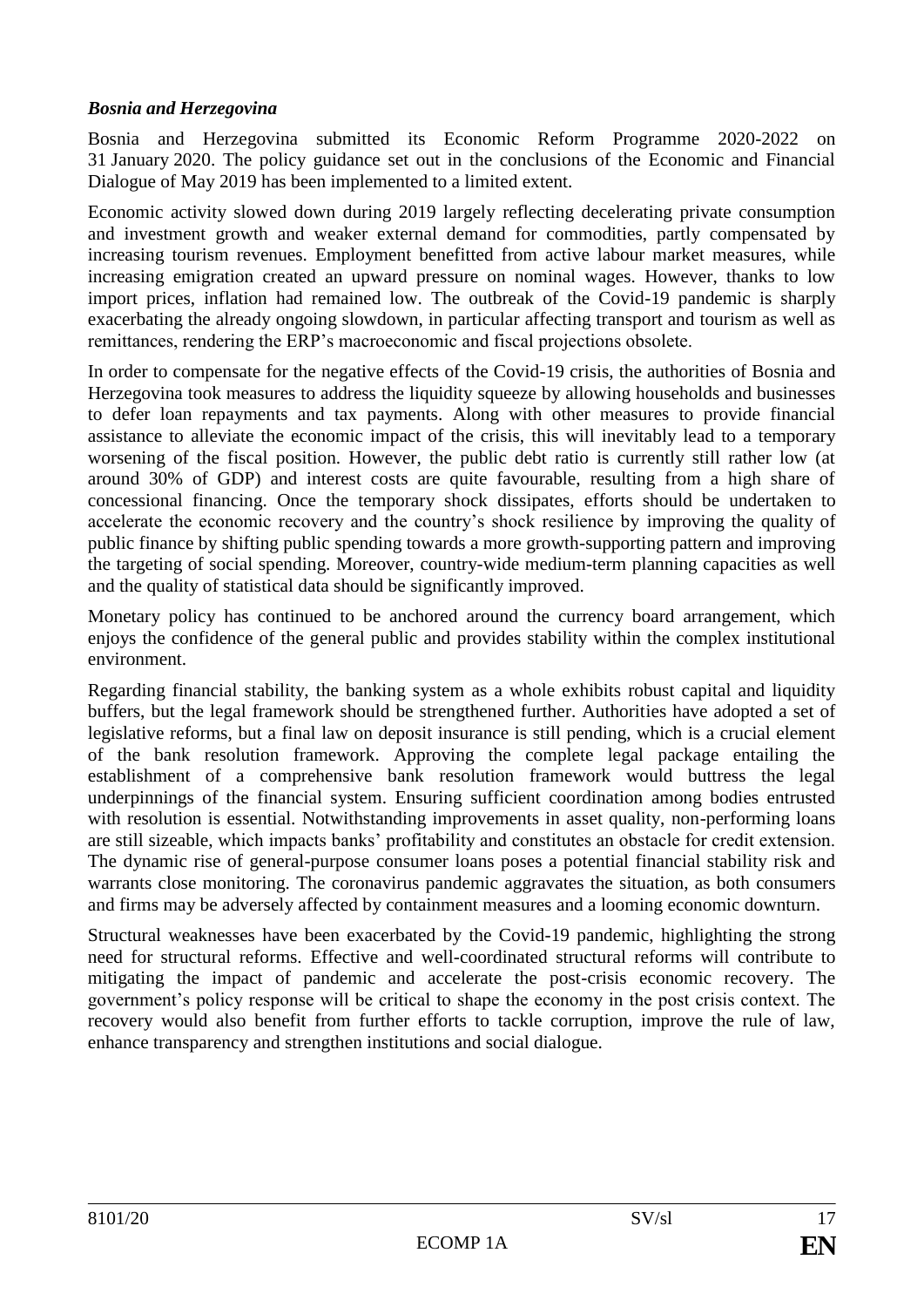***Bosnia and Herzegovina***

Bosnia and Herzegovina submitted its Economic Reform Programme 2020-2022 on 31 January 2020. The policy guidance set out in the conclusions of the Economic and Financial Dialogue of May 2019 has been implemented to a limited extent.

Economic activity slowed down during 2019 largely reflecting decelerating private consumption and investment growth and weaker external demand for commodities, partly compensated by increasing tourism revenues. Employment benefitted from active labour market measures, while increasing emigration created an upward pressure on nominal wages. However, thanks to low import prices, inflation had remained low. The outbreak of the Covid-19 pandemic is sharply exacerbating the already ongoing slowdown, in particular affecting transport and tourism as well as remittances, rendering the ERP's macroeconomic and fiscal projections obsolete.

In order to compensate for the negative effects of the Covid-19 crisis, the authorities of Bosnia and Herzegovina took measures to address the liquidity squeeze by allowing households and businesses to defer loan repayments and tax payments. Along with other measures to provide financial assistance to alleviate the economic impact of the crisis, this will inevitably lead to a temporary worsening of the fiscal position. However, the public debt ratio is currently still rather low (at around 30% of GDP) and interest costs are quite favourable, resulting from a high share of concessional financing. Once the temporary shock dissipates, efforts should be undertaken to accelerate the economic recovery and the country's shock resilience by improving the quality of public finance by shifting public spending towards a more growth-supporting pattern and improving the targeting of social spending. Moreover, country-wide medium-term planning capacities as well and the quality of statistical data should be significantly improved.

Monetary policy has continued to be anchored around the currency board arrangement, which enjoys the confidence of the general public and provides stability within the complex institutional environment.

Regarding financial stability, the banking system as a whole exhibits robust capital and liquidity buffers, but the legal framework should be strengthened further. Authorities have adopted a set of legislative reforms, but a final law on deposit insurance is still pending, which is a crucial element of the bank resolution framework. Approving the complete legal package entailing the establishment of a comprehensive bank resolution framework would buttress the legal underpinnings of the financial system. Ensuring sufficient coordination among bodies entrusted with resolution is essential. Notwithstanding improvements in asset quality, non-performing loans are still sizeable, which impacts banks' profitability and constitutes an obstacle for credit extension. The dynamic rise of general-purpose consumer loans poses a potential financial stability risk and warrants close monitoring. The coronavirus pandemic aggravates the situation, as both consumers and firms may be adversely affected by containment measures and a looming economic downturn.

Structural weaknesses have been exacerbated by the Covid-19 pandemic, highlighting the strong need for structural reforms. Effective and well-coordinated structural reforms will contribute to mitigating the impact of pandemic and accelerate the post-crisis economic recovery. The government's policy response will be critical to shape the economy in the post crisis context. The recovery would also benefit from further efforts to tackle corruption, improve the rule of law, enhance transparency and strengthen institutions and social dialogue.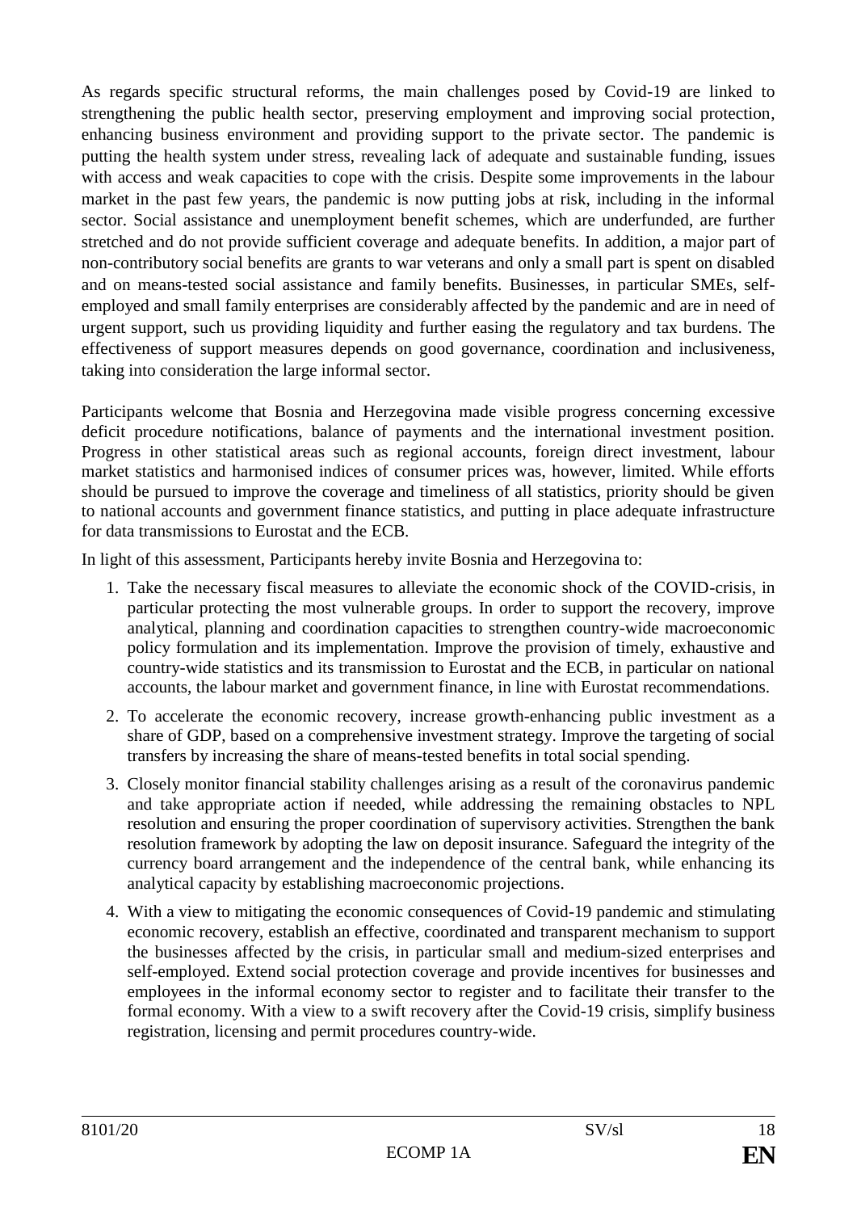As regards specific structural reforms, the main challenges posed by Covid-19 are linked to strengthening the public health sector, preserving employment and improving social protection, enhancing business environment and providing support to the private sector. The pandemic is putting the health system under stress, revealing lack of adequate and sustainable funding, issues with access and weak capacities to cope with the crisis. Despite some improvements in the labour market in the past few years, the pandemic is now putting jobs at risk, including in the informal sector. Social assistance and unemployment benefit schemes, which are underfunded, are further stretched and do not provide sufficient coverage and adequate benefits. In addition, a major part of non-contributory social benefits are grants to war veterans and only a small part is spent on disabled and on means-tested social assistance and family benefits. Businesses, in particular SMEs, self-employed and small family enterprises are considerably affected by the pandemic and are in need of urgent support, such us providing liquidity and further easing the regulatory and tax burdens. The effectiveness of support measures depends on good governance, coordination and inclusiveness, taking into consideration the large informal sector.

Participants welcome that Bosnia and Herzegovina made visible progress concerning excessive deficit procedure notifications, balance of payments and the international investment position. Progress in other statistical areas such as regional accounts, foreign direct investment, labour market statistics and harmonised indices of consumer prices was, however, limited. While efforts should be pursued to improve the coverage and timeliness of all statistics, priority should be given to national accounts and government finance statistics, and putting in place adequate infrastructure for data transmissions to Eurostat and the ECB.

In light of this assessment, Participants hereby invite Bosnia and Herzegovina to:

1. Take the necessary fiscal measures to alleviate the economic shock of the COVID-crisis, in particular protecting the most vulnerable groups. In order to support the recovery, improve analytical, planning and coordination capacities to strengthen country-wide macroeconomic policy formulation and its implementation. Improve the provision of timely, exhaustive and country-wide statistics and its transmission to Eurostat and the ECB, in particular on national accounts, the labour market and government finance, in line with Eurostat recommendations.
2. To accelerate the economic recovery, increase growth-enhancing public investment as a share of GDP, based on a comprehensive investment strategy. Improve the targeting of social transfers by increasing the share of means-tested benefits in total social spending.
3. Closely monitor financial stability challenges arising as a result of the coronavirus pandemic and take appropriate action if needed, while addressing the remaining obstacles to NPL resolution and ensuring the proper coordination of supervisory activities. Strengthen the bank resolution framework by adopting the law on deposit insurance. Safeguard the integrity of the currency board arrangement and the independence of the central bank, while enhancing its analytical capacity by establishing macroeconomic projections.
4. With a view to mitigating the economic consequences of Covid-19 pandemic and stimulating economic recovery, establish an effective, coordinated and transparent mechanism to support the businesses affected by the crisis, in particular small and medium-sized enterprises and self-employed. Extend social protection coverage and provide incentives for businesses and employees in the informal economy sector to register and to facilitate their transfer to the formal economy. With a view to a swift recovery after the Covid-19 crisis, simplify business registration, licensing and permit procedures country-wide.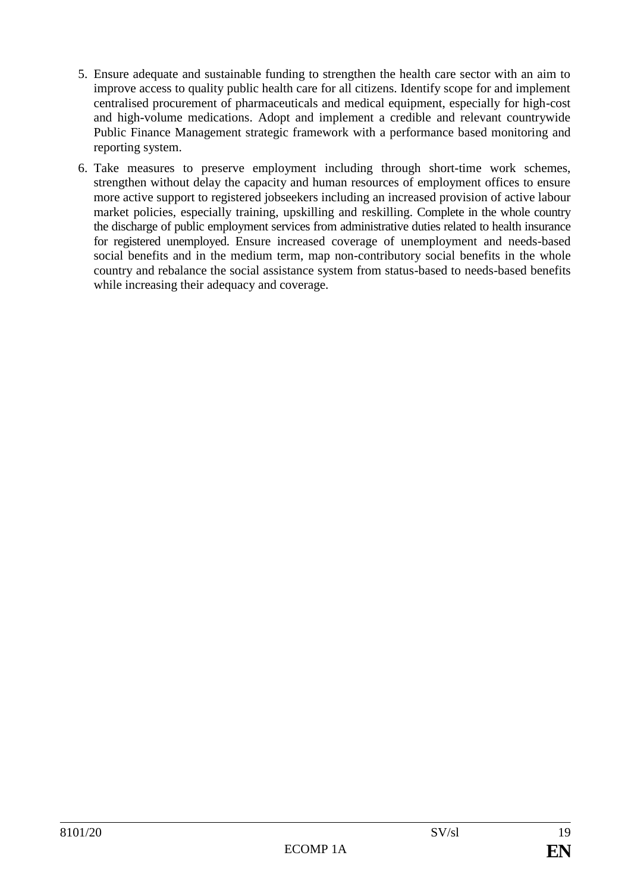5. Ensure adequate and sustainable funding to strengthen the health care sector with an aim to improve access to quality public health care for all citizens. Identify scope for and implement centralised procurement of pharmaceuticals and medical equipment, especially for high-cost and high-volume medications. Adopt and implement a credible and relevant countrywide Public Finance Management strategic framework with a performance based monitoring and reporting system.

6. Take measures to preserve employment including through short-time work schemes, strengthen without delay the capacity and human resources of employment offices to ensure more active support to registered jobseekers including an increased provision of active labour market policies, especially training, upskilling and reskilling. Complete in the whole country the discharge of public employment services from administrative duties related to health insurance for registered unemployed. Ensure increased coverage of unemployment and needs-based social benefits and in the medium term, map non-contributory social benefits in the whole country and rebalance the social assistance system from status-based to needs-based benefits while increasing their adequacy and coverage.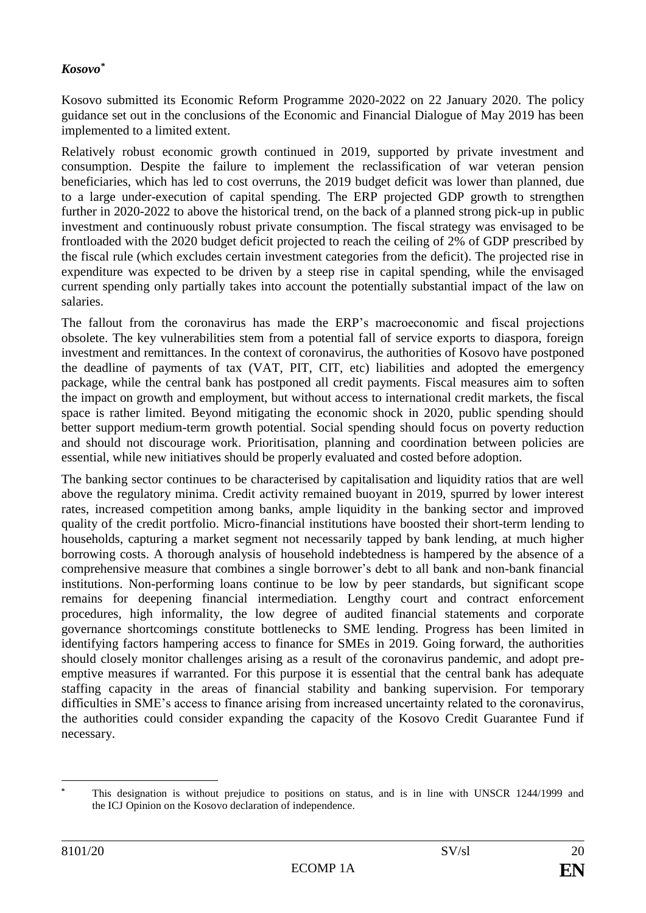## *Kosovo*[*]

Kosovo submitted its Economic Reform Programme 2020-2022 on 22 January 2020. The policy guidance set out in the conclusions of the Economic and Financial Dialogue of May 2019 has been implemented to a limited extent.

Relatively robust economic growth continued in 2019, supported by private investment and consumption. Despite the failure to implement the reclassification of war veteran pension beneficiaries, which has led to cost overruns, the 2019 budget deficit was lower than planned, due to a large under-execution of capital spending. The ERP projected GDP growth to strengthen further in 2020-2022 to above the historical trend, on the back of a planned strong pick-up in public investment and continuously robust private consumption. The fiscal strategy was envisaged to be frontloaded with the 2020 budget deficit projected to reach the ceiling of 2% of GDP prescribed by the fiscal rule (which excludes certain investment categories from the deficit). The projected rise in expenditure was expected to be driven by a steep rise in capital spending, while the envisaged current spending only partially takes into account the potentially substantial impact of the law on salaries.

The fallout from the coronavirus has made the ERP's macroeconomic and fiscal projections obsolete. The key vulnerabilities stem from a potential fall of service exports to diaspora, foreign investment and remittances. In the context of coronavirus, the authorities of Kosovo have postponed the deadline of payments of tax (VAT, PIT, CIT, etc) liabilities and adopted the emergency package, while the central bank has postponed all credit payments. Fiscal measures aim to soften the impact on growth and employment, but without access to international credit markets, the fiscal space is rather limited. Beyond mitigating the economic shock in 2020, public spending should better support medium-term growth potential. Social spending should focus on poverty reduction and should not discourage work. Prioritisation, planning and coordination between policies are essential, while new initiatives should be properly evaluated and costed before adoption.

The banking sector continues to be characterised by capitalisation and liquidity ratios that are well above the regulatory minima. Credit activity remained buoyant in 2019, spurred by lower interest rates, increased competition among banks, ample liquidity in the banking sector and improved quality of the credit portfolio. Micro-financial institutions have boosted their short-term lending to households, capturing a market segment not necessarily tapped by bank lending, at much higher borrowing costs. A thorough analysis of household indebtedness is hampered by the absence of a comprehensive measure that combines a single borrower's debt to all bank and non-bank financial institutions. Non-performing loans continue to be low by peer standards, but significant scope remains for deepening financial intermediation. Lengthy court and contract enforcement procedures, high informality, the low degree of audited financial statements and corporate governance shortcomings constitute bottlenecks to SME lending. Progress has been limited in identifying factors hampering access to finance for SMEs in 2019. Going forward, the authorities should closely monitor challenges arising as a result of the coronavirus pandemic, and adopt pre-emptive measures if warranted. For this purpose it is essential that the central bank has adequate staffing capacity in the areas of financial stability and banking supervision. For temporary difficulties in SME's access to finance arising from increased uncertainty related to the coronavirus, the authorities could consider expanding the capacity of the Kosovo Credit Guarantee Fund if necessary.

[*] This designation is without prejudice to positions on status, and is in line with UNSCR 1244/1999 and the ICJ Opinion on the Kosovo declaration of independence.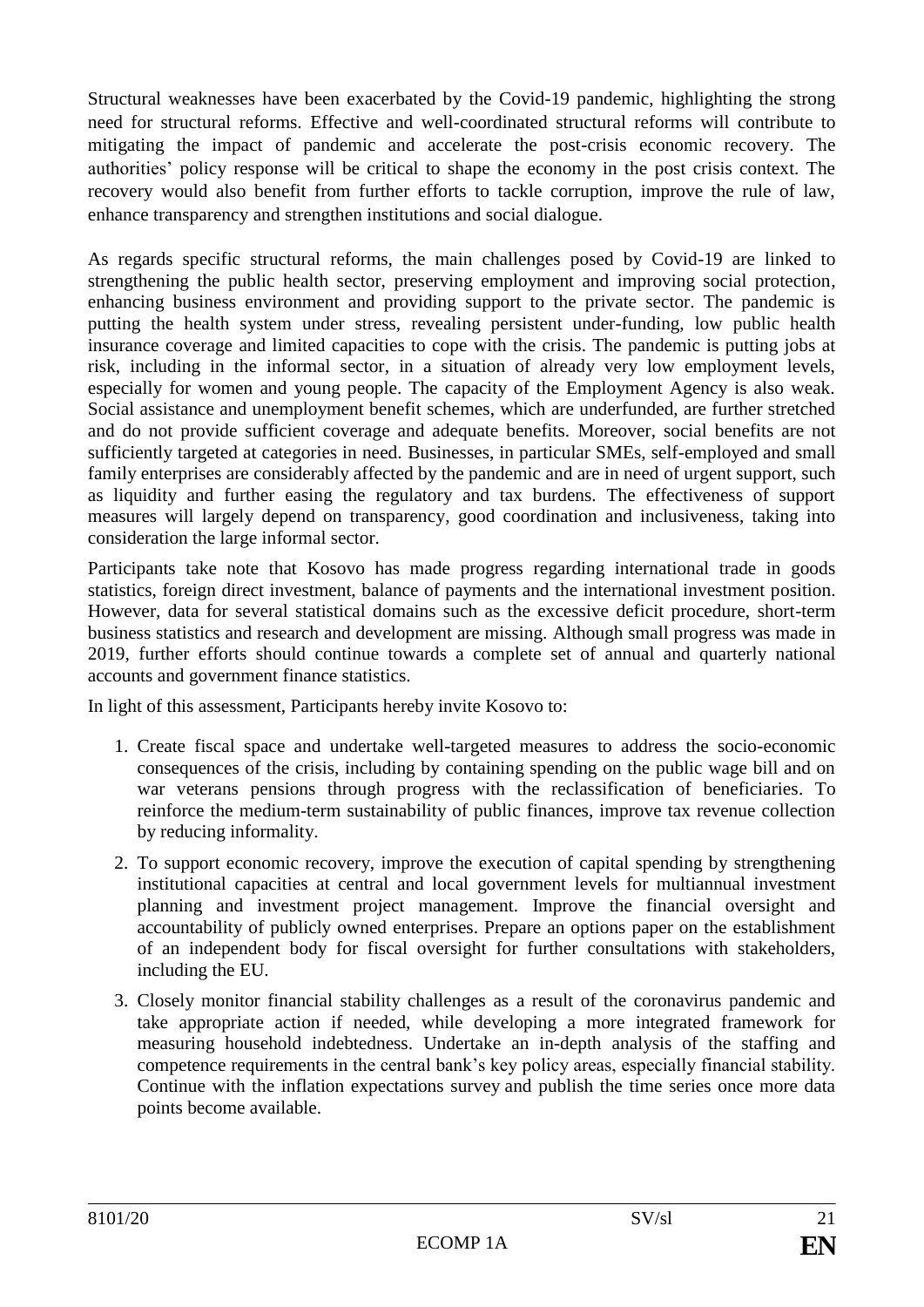Structural weaknesses have been exacerbated by the Covid-19 pandemic, highlighting the strong need for structural reforms. Effective and well-coordinated structural reforms will contribute to mitigating the impact of pandemic and accelerate the post-crisis economic recovery. The authorities' policy response will be critical to shape the economy in the post crisis context. The recovery would also benefit from further efforts to tackle corruption, improve the rule of law, enhance transparency and strengthen institutions and social dialogue.

As regards specific structural reforms, the main challenges posed by Covid-19 are linked to strengthening the public health sector, preserving employment and improving social protection, enhancing business environment and providing support to the private sector. The pandemic is putting the health system under stress, revealing persistent under-funding, low public health insurance coverage and limited capacities to cope with the crisis. The pandemic is putting jobs at risk, including in the informal sector, in a situation of already very low employment levels, especially for women and young people. The capacity of the Employment Agency is also weak. Social assistance and unemployment benefit schemes, which are underfunded, are further stretched and do not provide sufficient coverage and adequate benefits. Moreover, social benefits are not sufficiently targeted at categories in need. Businesses, in particular SMEs, self-employed and small family enterprises are considerably affected by the pandemic and are in need of urgent support, such as liquidity and further easing the regulatory and tax burdens. The effectiveness of support measures will largely depend on transparency, good coordination and inclusiveness, taking into consideration the large informal sector.

Participants take note that Kosovo has made progress regarding international trade in goods statistics, foreign direct investment, balance of payments and the international investment position. However, data for several statistical domains such as the excessive deficit procedure, short-term business statistics and research and development are missing. Although small progress was made in 2019, further efforts should continue towards a complete set of annual and quarterly national accounts and government finance statistics.

In light of this assessment, Participants hereby invite Kosovo to:

1. Create fiscal space and undertake well-targeted measures to address the socio-economic consequences of the crisis, including by containing spending on the public wage bill and on war veterans pensions through progress with the reclassification of beneficiaries. To reinforce the medium-term sustainability of public finances, improve tax revenue collection by reducing informality.
2. To support economic recovery, improve the execution of capital spending by strengthening institutional capacities at central and local government levels for multiannual investment planning and investment project management. Improve the financial oversight and accountability of publicly owned enterprises. Prepare an options paper on the establishment of an independent body for fiscal oversight for further consultations with stakeholders, including the EU.
3. Closely monitor financial stability challenges as a result of the coronavirus pandemic and take appropriate action if needed, while developing a more integrated framework for measuring household indebtedness. Undertake an in-depth analysis of the staffing and competence requirements in the central bank's key policy areas, especially financial stability. Continue with the inflation expectations survey and publish the time series once more data points become available.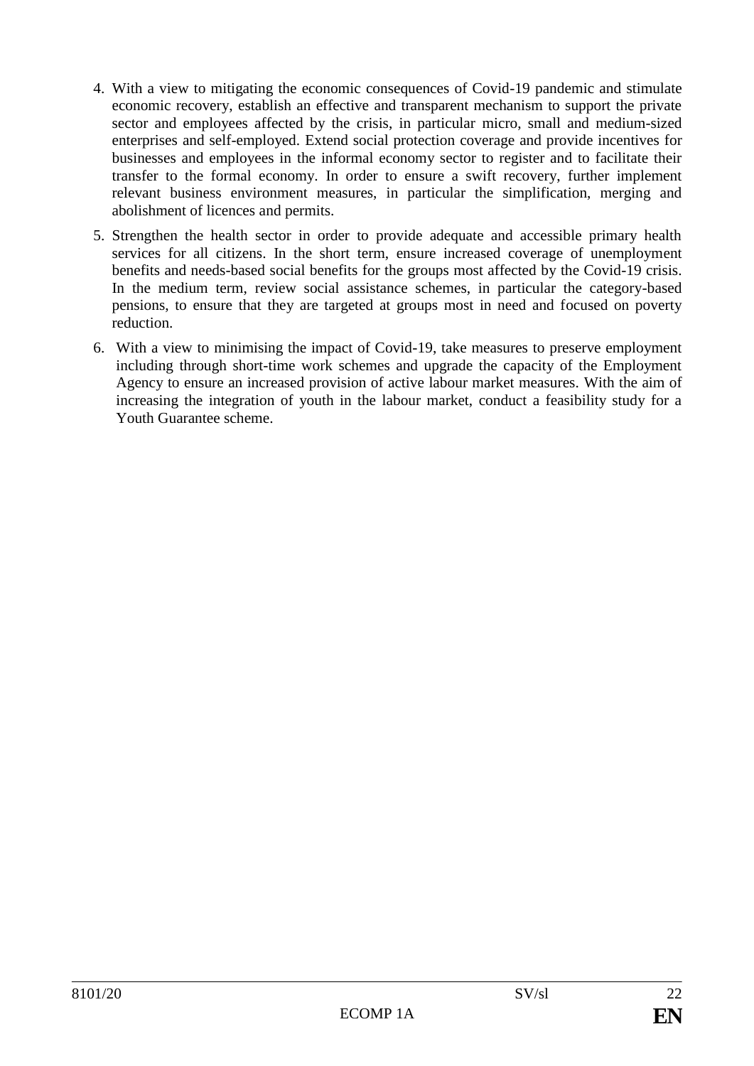4. With a view to mitigating the economic consequences of Covid-19 pandemic and stimulate economic recovery, establish an effective and transparent mechanism to support the private sector and employees affected by the crisis, in particular micro, small and medium-sized enterprises and self-employed. Extend social protection coverage and provide incentives for businesses and employees in the informal economy sector to register and to facilitate their transfer to the formal economy. In order to ensure a swift recovery, further implement relevant business environment measures, in particular the simplification, merging and abolishment of licences and permits.
5. Strengthen the health sector in order to provide adequate and accessible primary health services for all citizens. In the short term, ensure increased coverage of unemployment benefits and needs-based social benefits for the groups most affected by the Covid-19 crisis. In the medium term, review social assistance schemes, in particular the category-based pensions, to ensure that they are targeted at groups most in need and focused on poverty reduction.
6. With a view to minimising the impact of Covid-19, take measures to preserve employment including through short-time work schemes and upgrade the capacity of the Employment Agency to ensure an increased provision of active labour market measures. With the aim of increasing the integration of youth in the labour market, conduct a feasibility study for a Youth Guarantee scheme.